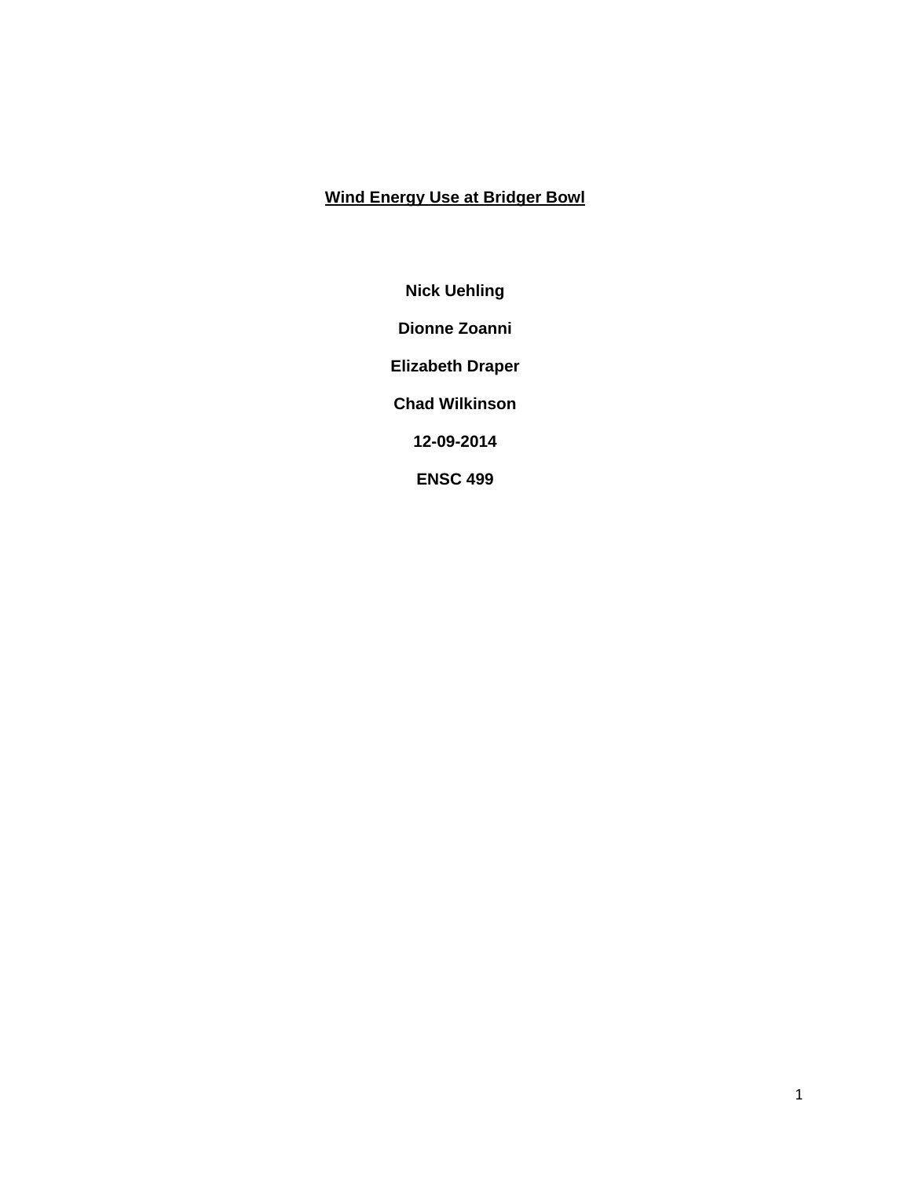# Wind Energy Use at Bridger Bowl

**Nick Uehling**

**Dionne Zoanni**

**Elizabeth Draper**

**Chad Wilkinson**

**12-09-2014**

**ENSC 499**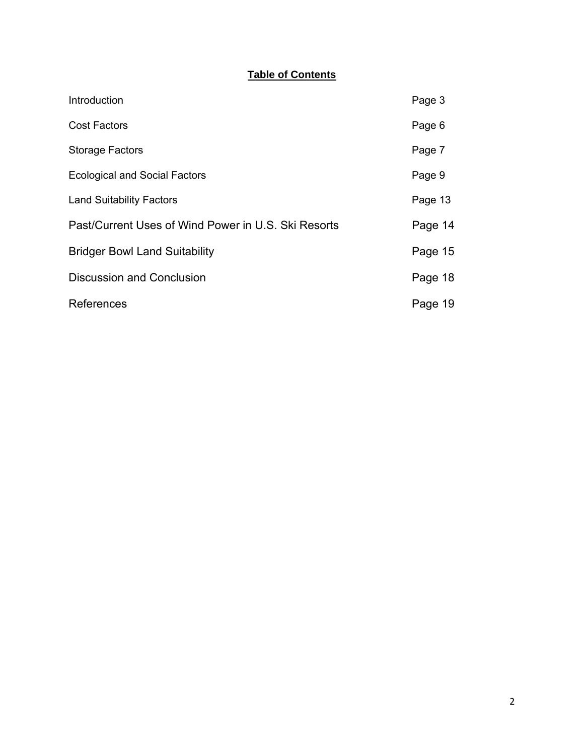## **Table of Contents**

| | |
|---|---|
| Introduction | Page 3 |
| Cost Factors | Page 6 |
| Storage Factors | Page 7 |
| Ecological and Social Factors | Page 9 |
| Land Suitability Factors | Page 13 |
| Past/Current Uses of Wind Power in U.S. Ski Resorts | Page 14 |
| Bridger Bowl Land Suitability | Page 15 |
| Discussion and Conclusion | Page 18 |
| References | Page 19 |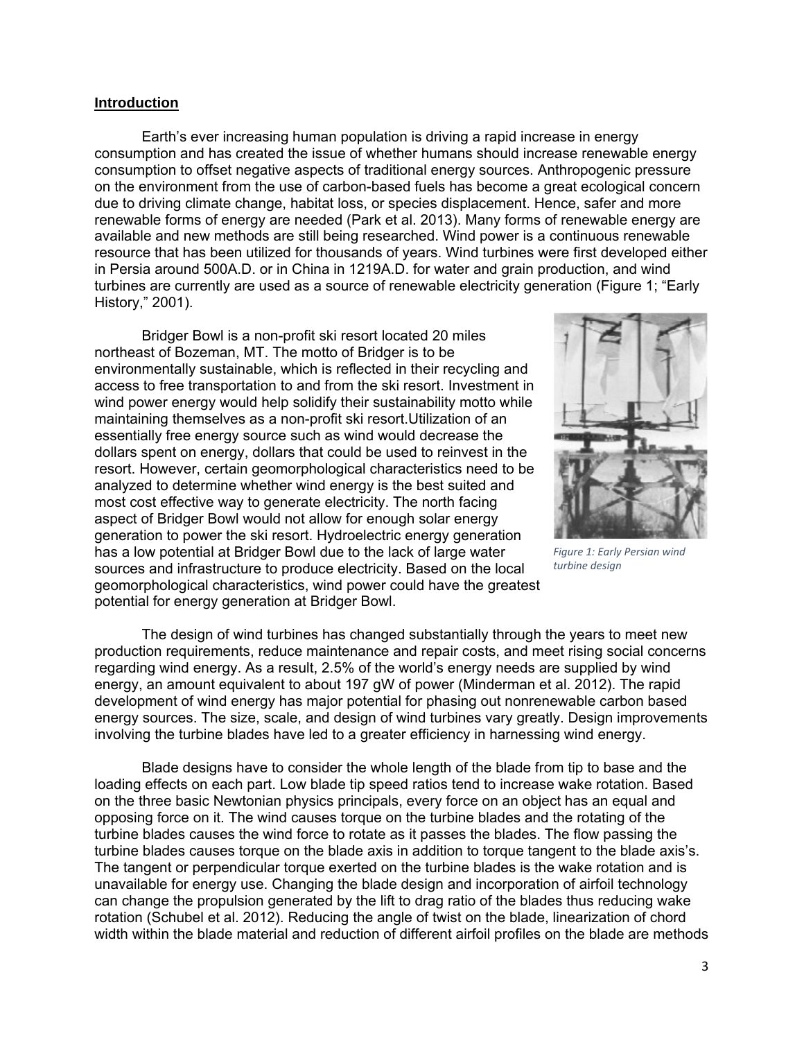**Introduction**

Earth's ever increasing human population is driving a rapid increase in energy consumption and has created the issue of whether humans should increase renewable energy consumption to offset negative aspects of traditional energy sources. Anthropogenic pressure on the environment from the use of carbon-based fuels has become a great ecological concern due to driving climate change, habitat loss, or species displacement. Hence, safer and more renewable forms of energy are needed (Park et al. 2013). Many forms of renewable energy are available and new methods are still being researched. Wind power is a continuous renewable resource that has been utilized for thousands of years. Wind turbines were first developed either in Persia around 500A.D. or in China in 1219A.D. for water and grain production, and wind turbines are currently are used as a source of renewable electricity generation (Figure 1; "Early History," 2001).

Bridger Bowl is a non-profit ski resort located 20 miles northeast of Bozeman, MT. The motto of Bridger is to be environmentally sustainable, which is reflected in their recycling and access to free transportation to and from the ski resort. Investment in wind power energy would help solidify their sustainability motto while maintaining themselves as a non-profit ski resort.Utilization of an essentially free energy source such as wind would decrease the dollars spent on energy, dollars that could be used to reinvest in the resort. However, certain geomorphological characteristics need to be analyzed to determine whether wind energy is the best suited and most cost effective way to generate electricity. The north facing aspect of Bridger Bowl would not allow for enough solar energy generation to power the ski resort. Hydroelectric energy generation has a low potential at Bridger Bowl due to the lack of large water sources and infrastructure to produce electricity. Based on the local geomorphological characteristics, wind power could have the greatest potential for energy generation at Bridger Bowl.

*Figure 1: Early Persian wind turbine design*

The design of wind turbines has changed substantially through the years to meet new production requirements, reduce maintenance and repair costs, and meet rising social concerns regarding wind energy. As a result, 2.5% of the world's energy needs are supplied by wind energy, an amount equivalent to about 197 gW of power (Minderman et al. 2012). The rapid development of wind energy has major potential for phasing out nonrenewable carbon based energy sources. The size, scale, and design of wind turbines vary greatly. Design improvements involving the turbine blades have led to a greater efficiency in harnessing wind energy.

Blade designs have to consider the whole length of the blade from tip to base and the loading effects on each part. Low blade tip speed ratios tend to increase wake rotation. Based on the three basic Newtonian physics principals, every force on an object has an equal and opposing force on it. The wind causes torque on the turbine blades and the rotating of the turbine blades causes the wind force to rotate as it passes the blades. The flow passing the turbine blades causes torque on the blade axis in addition to torque tangent to the blade axis's. The tangent or perpendicular torque exerted on the turbine blades is the wake rotation and is unavailable for energy use. Changing the blade design and incorporation of airfoil technology can change the propulsion generated by the lift to drag ratio of the blades thus reducing wake rotation (Schubel et al. 2012). Reducing the angle of twist on the blade, linearization of chord width within the blade material and reduction of different airfoil profiles on the blade are methods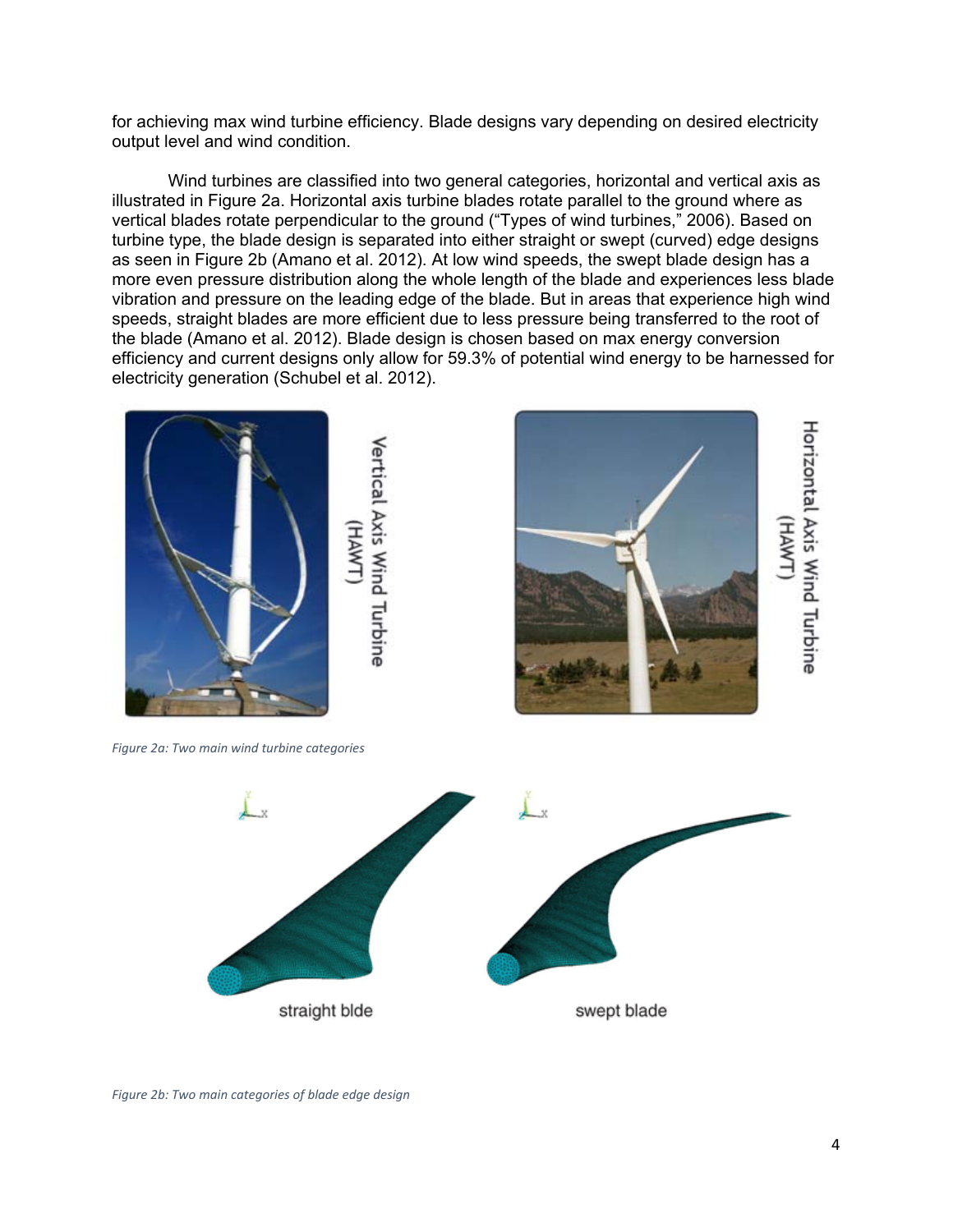for achieving max wind turbine efficiency. Blade designs vary depending on desired electricity output level and wind condition.

Wind turbines are classified into two general categories, horizontal and vertical axis as illustrated in Figure 2a. Horizontal axis turbine blades rotate parallel to the ground where as vertical blades rotate perpendicular to the ground ("Types of wind turbines," 2006). Based on turbine type, the blade design is separated into either straight or swept (curved) edge designs as seen in Figure 2b (Amano et al. 2012). At low wind speeds, the swept blade design has a more even pressure distribution along the whole length of the blade and experiences less blade vibration and pressure on the leading edge of the blade. But in areas that experience high wind speeds, straight blades are more efficient due to less pressure being transferred to the root of the blade (Amano et al. 2012). Blade design is chosen based on max energy conversion efficiency and current designs only allow for 59.3% of potential wind energy to be harnessed for electricity generation (Schubel et al. 2012).

Vertical Axis Wind Turbine (HAWT)

Horizontal Axis Wind Turbine (HAWT)

*Figure 2a: Two main wind turbine categories*

straight blde

swept blade

*Figure 2b: Two main categories of blade edge design*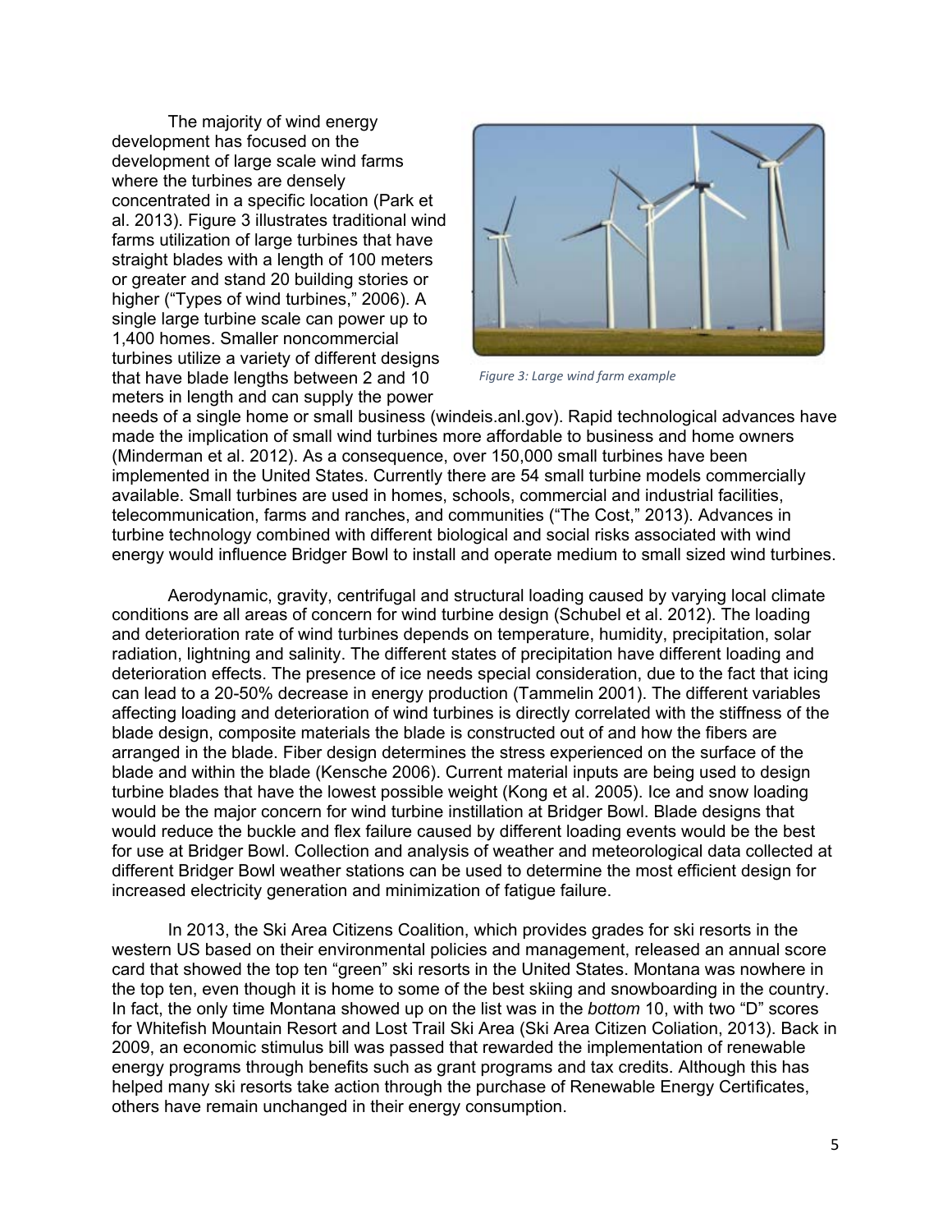The majority of wind energy development has focused on the development of large scale wind farms where the turbines are densely concentrated in a specific location (Park et al. 2013). Figure 3 illustrates traditional wind farms utilization of large turbines that have straight blades with a length of 100 meters or greater and stand 20 building stories or higher ("Types of wind turbines," 2006). A single large turbine scale can power up to 1,400 homes. Smaller noncommercial turbines utilize a variety of different designs that have blade lengths between 2 and 10 meters in length and can supply the power needs of a single home or small business (windeis.anl.gov). Rapid technological advances have made the implication of small wind turbines more affordable to business and home owners (Minderman et al. 2012). As a consequence, over 150,000 small turbines have been implemented in the United States. Currently there are 54 small turbine models commercially available. Small turbines are used in homes, schools, commercial and industrial facilities, telecommunication, farms and ranches, and communities ("The Cost," 2013). Advances in turbine technology combined with different biological and social risks associated with wind energy would influence Bridger Bowl to install and operate medium to small sized wind turbines.

*Figure 3: Large wind farm example*

Aerodynamic, gravity, centrifugal and structural loading caused by varying local climate conditions are all areas of concern for wind turbine design (Schubel et al. 2012). The loading and deterioration rate of wind turbines depends on temperature, humidity, precipitation, solar radiation, lightning and salinity. The different states of precipitation have different loading and deterioration effects. The presence of ice needs special consideration, due to the fact that icing can lead to a 20-50% decrease in energy production (Tammelin 2001). The different variables affecting loading and deterioration of wind turbines is directly correlated with the stiffness of the blade design, composite materials the blade is constructed out of and how the fibers are arranged in the blade. Fiber design determines the stress experienced on the surface of the blade and within the blade (Kensche 2006). Current material inputs are being used to design turbine blades that have the lowest possible weight (Kong et al. 2005). Ice and snow loading would be the major concern for wind turbine instillation at Bridger Bowl. Blade designs that would reduce the buckle and flex failure caused by different loading events would be the best for use at Bridger Bowl. Collection and analysis of weather and meteorological data collected at different Bridger Bowl weather stations can be used to determine the most efficient design for increased electricity generation and minimization of fatigue failure.

In 2013, the Ski Area Citizens Coalition, which provides grades for ski resorts in the western US based on their environmental policies and management, released an annual score card that showed the top ten "green" ski resorts in the United States. Montana was nowhere in the top ten, even though it is home to some of the best skiing and snowboarding in the country. In fact, the only time Montana showed up on the list was in the *bottom* 10, with two "D" scores for Whitefish Mountain Resort and Lost Trail Ski Area (Ski Area Citizen Coliation, 2013). Back in 2009, an economic stimulus bill was passed that rewarded the implementation of renewable energy programs through benefits such as grant programs and tax credits. Although this has helped many ski resorts take action through the purchase of Renewable Energy Certificates, others have remain unchanged in their energy consumption.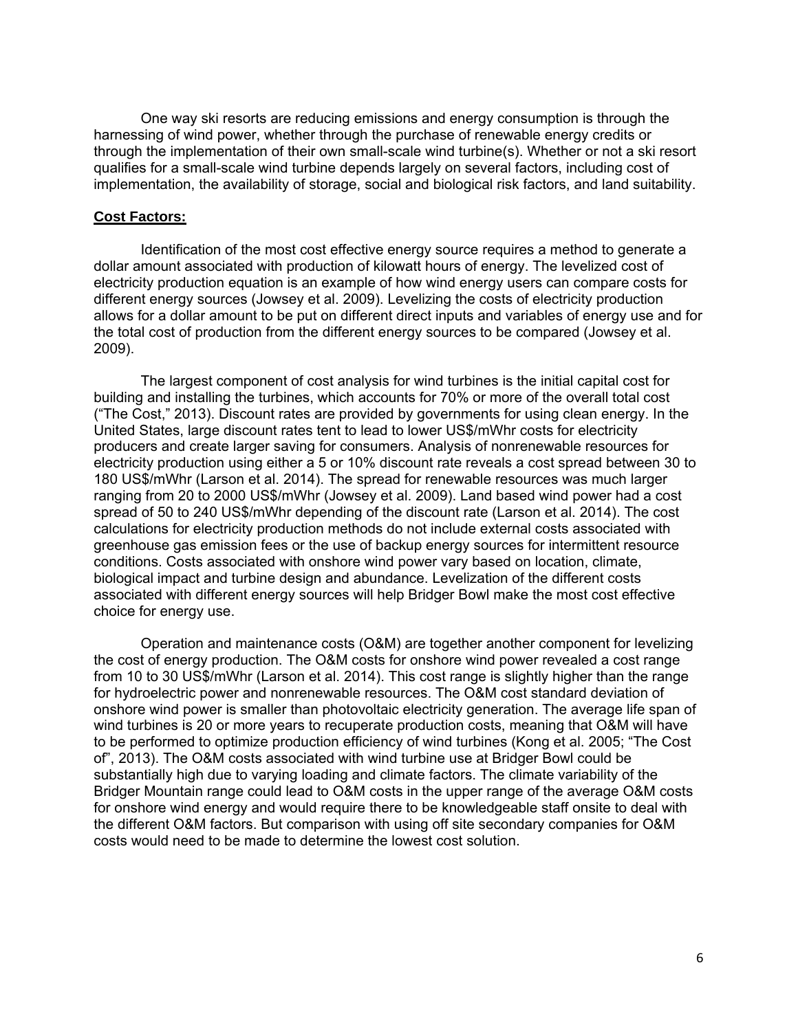One way ski resorts are reducing emissions and energy consumption is through the harnessing of wind power, whether through the purchase of renewable energy credits or through the implementation of their own small-scale wind turbine(s). Whether or not a ski resort qualifies for a small-scale wind turbine depends largely on several factors, including cost of implementation, the availability of storage, social and biological risk factors, and land suitability.

**Cost Factors:**

Identification of the most cost effective energy source requires a method to generate a dollar amount associated with production of kilowatt hours of energy. The levelized cost of electricity production equation is an example of how wind energy users can compare costs for different energy sources (Jowsey et al. 2009). Levelizing the costs of electricity production allows for a dollar amount to be put on different direct inputs and variables of energy use and for the total cost of production from the different energy sources to be compared (Jowsey et al. 2009).

The largest component of cost analysis for wind turbines is the initial capital cost for building and installing the turbines, which accounts for 70% or more of the overall total cost ("The Cost," 2013). Discount rates are provided by governments for using clean energy. In the United States, large discount rates tent to lead to lower US$/mWhr costs for electricity producers and create larger saving for consumers. Analysis of nonrenewable resources for electricity production using either a 5 or 10% discount rate reveals a cost spread between 30 to 180 US$/mWhr (Larson et al. 2014). The spread for renewable resources was much larger ranging from 20 to 2000 US$/mWhr (Jowsey et al. 2009). Land based wind power had a cost spread of 50 to 240 US$/mWhr depending of the discount rate (Larson et al. 2014). The cost calculations for electricity production methods do not include external costs associated with greenhouse gas emission fees or the use of backup energy sources for intermittent resource conditions. Costs associated with onshore wind power vary based on location, climate, biological impact and turbine design and abundance. Levelization of the different costs associated with different energy sources will help Bridger Bowl make the most cost effective choice for energy use.

Operation and maintenance costs (O&M) are together another component for levelizing the cost of energy production. The O&M costs for onshore wind power revealed a cost range from 10 to 30 US$/mWhr (Larson et al. 2014). This cost range is slightly higher than the range for hydroelectric power and nonrenewable resources. The O&M cost standard deviation of onshore wind power is smaller than photovoltaic electricity generation. The average life span of wind turbines is 20 or more years to recuperate production costs, meaning that O&M will have to be performed to optimize production efficiency of wind turbines (Kong et al. 2005; "The Cost of", 2013). The O&M costs associated with wind turbine use at Bridger Bowl could be substantially high due to varying loading and climate factors. The climate variability of the Bridger Mountain range could lead to O&M costs in the upper range of the average O&M costs for onshore wind energy and would require there to be knowledgeable staff onsite to deal with the different O&M factors. But comparison with using off site secondary companies for O&M costs would need to be made to determine the lowest cost solution.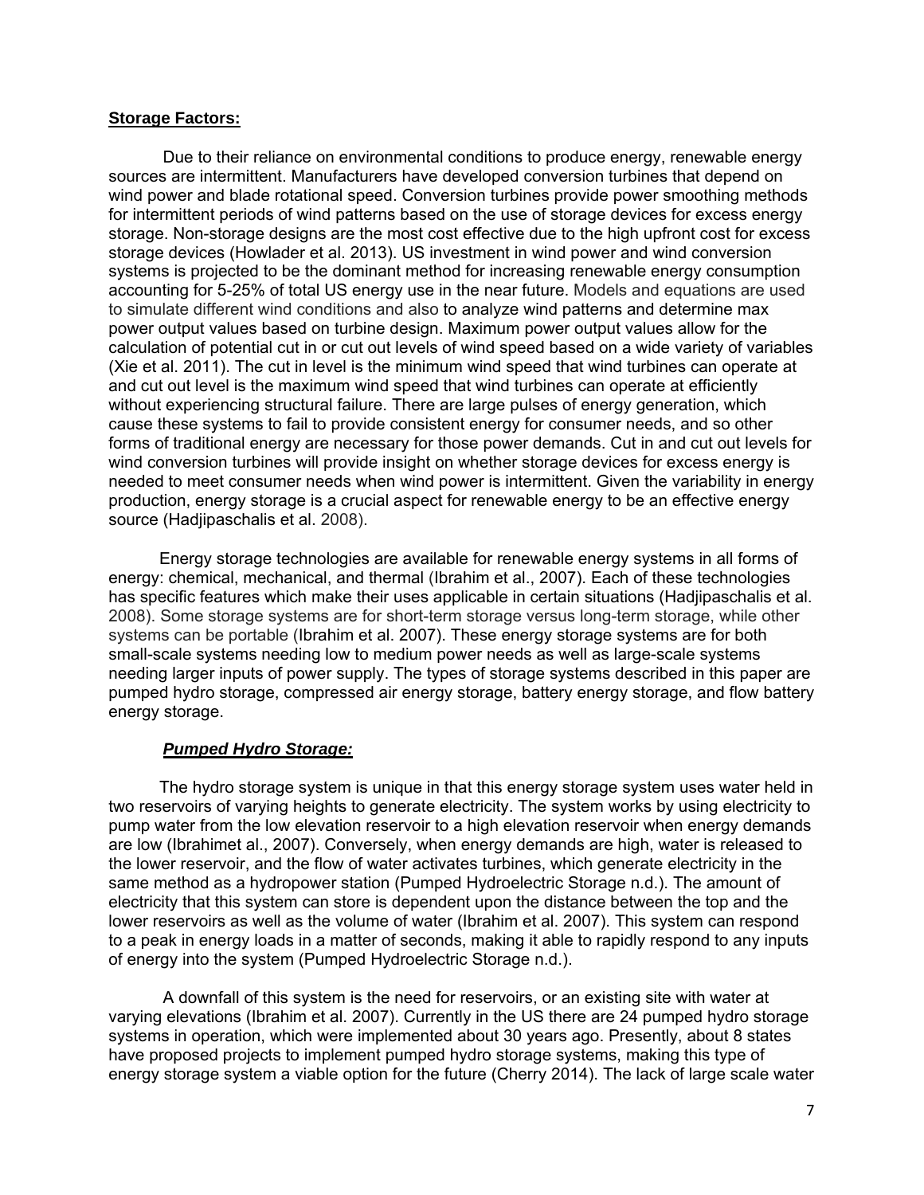**Storage Factors:**

Due to their reliance on environmental conditions to produce energy, renewable energy sources are intermittent. Manufacturers have developed conversion turbines that depend on wind power and blade rotational speed. Conversion turbines provide power smoothing methods for intermittent periods of wind patterns based on the use of storage devices for excess energy storage. Non-storage designs are the most cost effective due to the high upfront cost for excess storage devices (Howlader et al. 2013). US investment in wind power and wind conversion systems is projected to be the dominant method for increasing renewable energy consumption accounting for 5-25% of total US energy use in the near future. Models and equations are used to simulate different wind conditions and also to analyze wind patterns and determine max power output values based on turbine design. Maximum power output values allow for the calculation of potential cut in or cut out levels of wind speed based on a wide variety of variables (Xie et al. 2011). The cut in level is the minimum wind speed that wind turbines can operate at and cut out level is the maximum wind speed that wind turbines can operate at efficiently without experiencing structural failure. There are large pulses of energy generation, which cause these systems to fail to provide consistent energy for consumer needs, and so other forms of traditional energy are necessary for those power demands. Cut in and cut out levels for wind conversion turbines will provide insight on whether storage devices for excess energy is needed to meet consumer needs when wind power is intermittent. Given the variability in energy production, energy storage is a crucial aspect for renewable energy to be an effective energy source (Hadjipaschalis et al. 2008).

Energy storage technologies are available for renewable energy systems in all forms of energy: chemical, mechanical, and thermal (Ibrahim et al., 2007). Each of these technologies has specific features which make their uses applicable in certain situations (Hadjipaschalis et al. 2008). Some storage systems are for short-term storage versus long-term storage, while other systems can be portable (Ibrahim et al. 2007). These energy storage systems are for both small-scale systems needing low to medium power needs as well as large-scale systems needing larger inputs of power supply. The types of storage systems described in this paper are pumped hydro storage, compressed air energy storage, battery energy storage, and flow battery energy storage.

***Pumped Hydro Storage:***

The hydro storage system is unique in that this energy storage system uses water held in two reservoirs of varying heights to generate electricity. The system works by using electricity to pump water from the low elevation reservoir to a high elevation reservoir when energy demands are low (Ibrahimet al., 2007). Conversely, when energy demands are high, water is released to the lower reservoir, and the flow of water activates turbines, which generate electricity in the same method as a hydropower station (Pumped Hydroelectric Storage n.d.). The amount of electricity that this system can store is dependent upon the distance between the top and the lower reservoirs as well as the volume of water (Ibrahim et al. 2007). This system can respond to a peak in energy loads in a matter of seconds, making it able to rapidly respond to any inputs of energy into the system (Pumped Hydroelectric Storage n.d.).

A downfall of this system is the need for reservoirs, or an existing site with water at varying elevations (Ibrahim et al. 2007). Currently in the US there are 24 pumped hydro storage systems in operation, which were implemented about 30 years ago. Presently, about 8 states have proposed projects to implement pumped hydro storage systems, making this type of energy storage system a viable option for the future (Cherry 2014). The lack of large scale water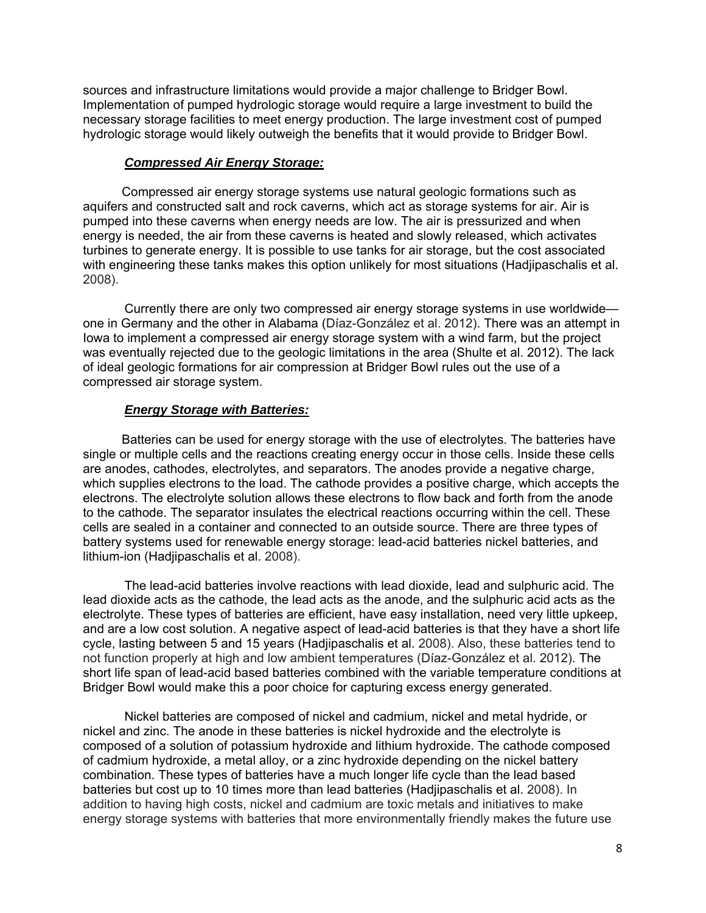sources and infrastructure limitations would provide a major challenge to Bridger Bowl. Implementation of pumped hydrologic storage would require a large investment to build the necessary storage facilities to meet energy production. The large investment cost of pumped hydrologic storage would likely outweigh the benefits that it would provide to Bridger Bowl.

### ***Compressed Air Energy Storage:***

Compressed air energy storage systems use natural geologic formations such as aquifers and constructed salt and rock caverns, which act as storage systems for air. Air is pumped into these caverns when energy needs are low. The air is pressurized and when energy is needed, the air from these caverns is heated and slowly released, which activates turbines to generate energy. It is possible to use tanks for air storage, but the cost associated with engineering these tanks makes this option unlikely for most situations (Hadjipaschalis et al. 2008).

Currently there are only two compressed air energy storage systems in use worldwide—one in Germany and the other in Alabama (Díaz-González et al. 2012). There was an attempt in Iowa to implement a compressed air energy storage system with a wind farm, but the project was eventually rejected due to the geologic limitations in the area (Shulte et al. 2012). The lack of ideal geologic formations for air compression at Bridger Bowl rules out the use of a compressed air storage system.

### ***Energy Storage with Batteries:***

Batteries can be used for energy storage with the use of electrolytes. The batteries have single or multiple cells and the reactions creating energy occur in those cells. Inside these cells are anodes, cathodes, electrolytes, and separators. The anodes provide a negative charge, which supplies electrons to the load. The cathode provides a positive charge, which accepts the electrons. The electrolyte solution allows these electrons to flow back and forth from the anode to the cathode. The separator insulates the electrical reactions occurring within the cell. These cells are sealed in a container and connected to an outside source. There are three types of battery systems used for renewable energy storage: lead-acid batteries nickel batteries, and lithium-ion (Hadjipaschalis et al. 2008).

The lead-acid batteries involve reactions with lead dioxide, lead and sulphuric acid. The lead dioxide acts as the cathode, the lead acts as the anode, and the sulphuric acid acts as the electrolyte. These types of batteries are efficient, have easy installation, need very little upkeep, and are a low cost solution. A negative aspect of lead-acid batteries is that they have a short life cycle, lasting between 5 and 15 years (Hadjipaschalis et al. 2008). Also, these batteries tend to not function properly at high and low ambient temperatures (Díaz-González et al. 2012). The short life span of lead-acid based batteries combined with the variable temperature conditions at Bridger Bowl would make this a poor choice for capturing excess energy generated.

Nickel batteries are composed of nickel and cadmium, nickel and metal hydride, or nickel and zinc. The anode in these batteries is nickel hydroxide and the electrolyte is composed of a solution of potassium hydroxide and lithium hydroxide. The cathode composed of cadmium hydroxide, a metal alloy, or a zinc hydroxide depending on the nickel battery combination. These types of batteries have a much longer life cycle than the lead based batteries but cost up to 10 times more than lead batteries (Hadjipaschalis et al. 2008). In addition to having high costs, nickel and cadmium are toxic metals and initiatives to make energy storage systems with batteries that more environmentally friendly makes the future use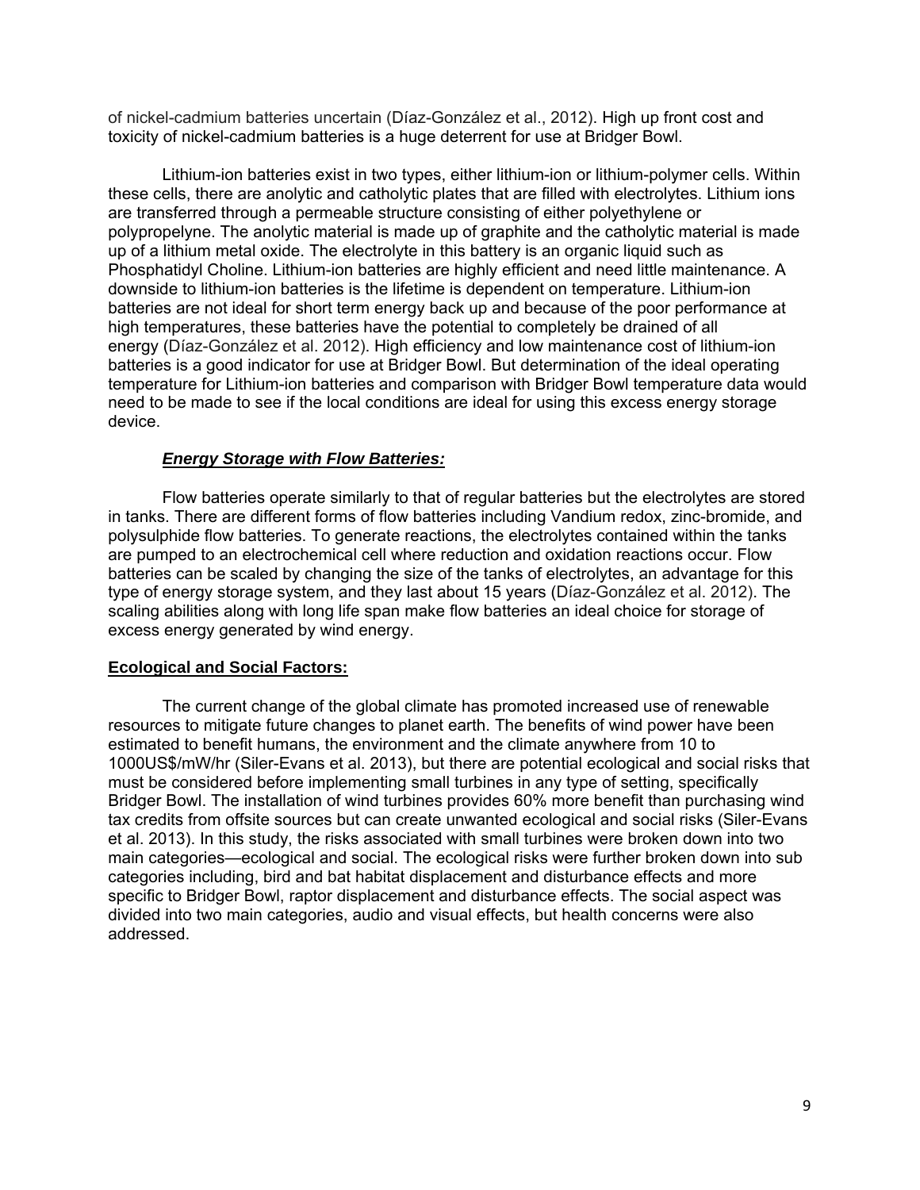of nickel-cadmium batteries uncertain (Díaz-González et al., 2012). High up front cost and toxicity of nickel-cadmium batteries is a huge deterrent for use at Bridger Bowl.

Lithium-ion batteries exist in two types, either lithium-ion or lithium-polymer cells. Within these cells, there are anolytic and catholytic plates that are filled with electrolytes. Lithium ions are transferred through a permeable structure consisting of either polyethylene or polypropelyne. The anolytic material is made up of graphite and the catholytic material is made up of a lithium metal oxide. The electrolyte in this battery is an organic liquid such as Phosphatidyl Choline. Lithium-ion batteries are highly efficient and need little maintenance. A downside to lithium-ion batteries is the lifetime is dependent on temperature. Lithium-ion batteries are not ideal for short term energy back up and because of the poor performance at high temperatures, these batteries have the potential to completely be drained of all energy (Díaz-González et al. 2012). High efficiency and low maintenance cost of lithium-ion batteries is a good indicator for use at Bridger Bowl. But determination of the ideal operating temperature for Lithium-ion batteries and comparison with Bridger Bowl temperature data would need to be made to see if the local conditions are ideal for using this excess energy storage device.

### ***Energy Storage with Flow Batteries:***

Flow batteries operate similarly to that of regular batteries but the electrolytes are stored in tanks. There are different forms of flow batteries including Vandium redox, zinc-bromide, and polysulphide flow batteries. To generate reactions, the electrolytes contained within the tanks are pumped to an electrochemical cell where reduction and oxidation reactions occur. Flow batteries can be scaled by changing the size of the tanks of electrolytes, an advantage for this type of energy storage system, and they last about 15 years (Díaz-González et al. 2012). The scaling abilities along with long life span make flow batteries an ideal choice for storage of excess energy generated by wind energy.

## **Ecological and Social Factors:**

The current change of the global climate has promoted increased use of renewable resources to mitigate future changes to planet earth. The benefits of wind power have been estimated to benefit humans, the environment and the climate anywhere from 10 to 1000US$/mW/hr (Siler-Evans et al. 2013), but there are potential ecological and social risks that must be considered before implementing small turbines in any type of setting, specifically Bridger Bowl. The installation of wind turbines provides 60% more benefit than purchasing wind tax credits from offsite sources but can create unwanted ecological and social risks (Siler-Evans et al. 2013). In this study, the risks associated with small turbines were broken down into two main categories—ecological and social. The ecological risks were further broken down into sub categories including, bird and bat habitat displacement and disturbance effects and more specific to Bridger Bowl, raptor displacement and disturbance effects. The social aspect was divided into two main categories, audio and visual effects, but health concerns were also addressed.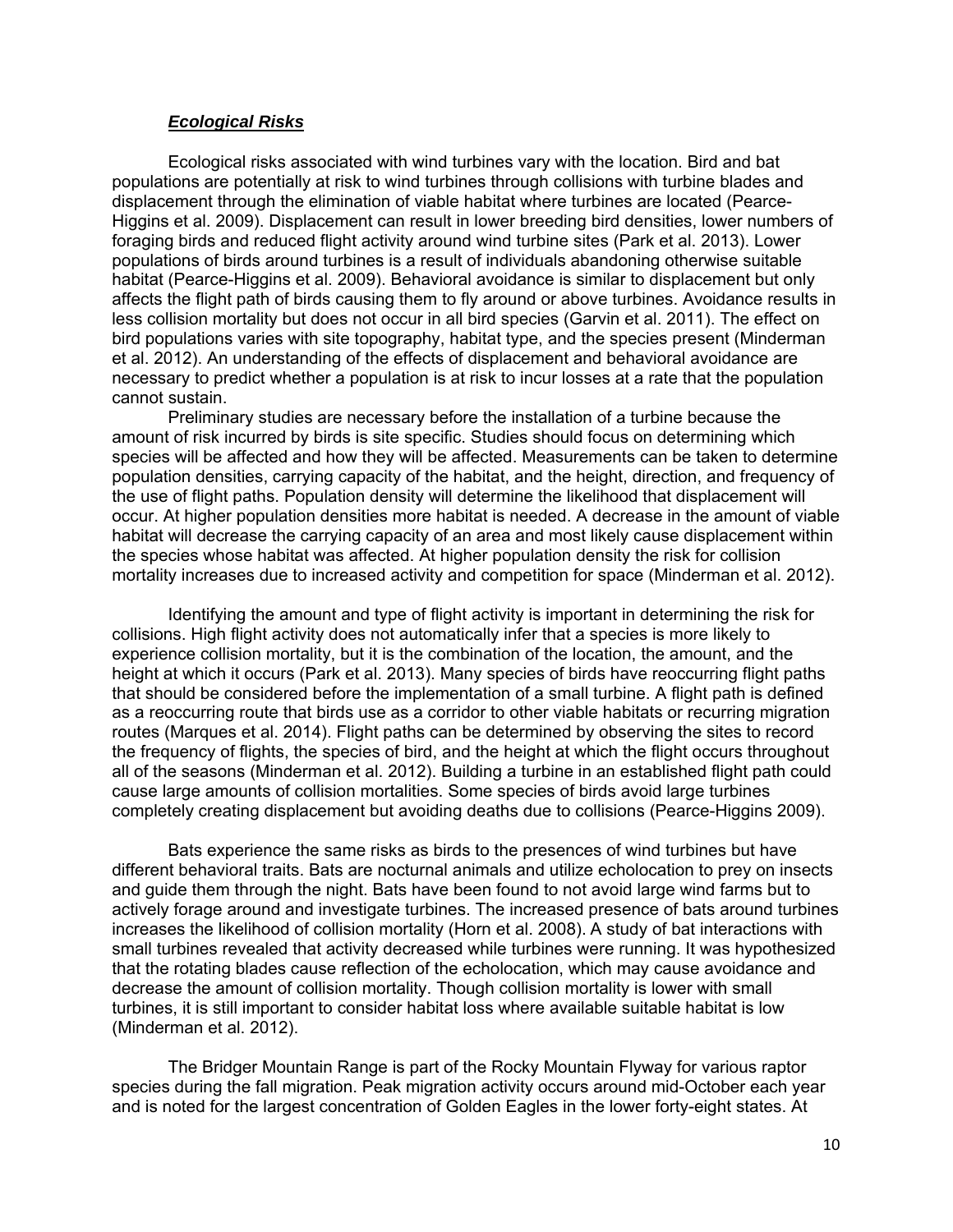### ***Ecological Risks***

Ecological risks associated with wind turbines vary with the location. Bird and bat populations are potentially at risk to wind turbines through collisions with turbine blades and displacement through the elimination of viable habitat where turbines are located (Pearce-Higgins et al. 2009). Displacement can result in lower breeding bird densities, lower numbers of foraging birds and reduced flight activity around wind turbine sites (Park et al. 2013). Lower populations of birds around turbines is a result of individuals abandoning otherwise suitable habitat (Pearce-Higgins et al. 2009). Behavioral avoidance is similar to displacement but only affects the flight path of birds causing them to fly around or above turbines. Avoidance results in less collision mortality but does not occur in all bird species (Garvin et al. 2011). The effect on bird populations varies with site topography, habitat type, and the species present (Minderman et al. 2012). An understanding of the effects of displacement and behavioral avoidance are necessary to predict whether a population is at risk to incur losses at a rate that the population cannot sustain.

Preliminary studies are necessary before the installation of a turbine because the amount of risk incurred by birds is site specific. Studies should focus on determining which species will be affected and how they will be affected. Measurements can be taken to determine population densities, carrying capacity of the habitat, and the height, direction, and frequency of the use of flight paths. Population density will determine the likelihood that displacement will occur. At higher population densities more habitat is needed. A decrease in the amount of viable habitat will decrease the carrying capacity of an area and most likely cause displacement within the species whose habitat was affected. At higher population density the risk for collision mortality increases due to increased activity and competition for space (Minderman et al. 2012).

Identifying the amount and type of flight activity is important in determining the risk for collisions. High flight activity does not automatically infer that a species is more likely to experience collision mortality, but it is the combination of the location, the amount, and the height at which it occurs (Park et al. 2013). Many species of birds have reoccurring flight paths that should be considered before the implementation of a small turbine. A flight path is defined as a reoccurring route that birds use as a corridor to other viable habitats or recurring migration routes (Marques et al. 2014). Flight paths can be determined by observing the sites to record the frequency of flights, the species of bird, and the height at which the flight occurs throughout all of the seasons (Minderman et al. 2012). Building a turbine in an established flight path could cause large amounts of collision mortalities. Some species of birds avoid large turbines completely creating displacement but avoiding deaths due to collisions (Pearce-Higgins 2009).

Bats experience the same risks as birds to the presences of wind turbines but have different behavioral traits. Bats are nocturnal animals and utilize echolocation to prey on insects and guide them through the night. Bats have been found to not avoid large wind farms but to actively forage around and investigate turbines. The increased presence of bats around turbines increases the likelihood of collision mortality (Horn et al. 2008). A study of bat interactions with small turbines revealed that activity decreased while turbines were running. It was hypothesized that the rotating blades cause reflection of the echolocation, which may cause avoidance and decrease the amount of collision mortality. Though collision mortality is lower with small turbines, it is still important to consider habitat loss where available suitable habitat is low (Minderman et al. 2012).

The Bridger Mountain Range is part of the Rocky Mountain Flyway for various raptor species during the fall migration. Peak migration activity occurs around mid-October each year and is noted for the largest concentration of Golden Eagles in the lower forty-eight states. At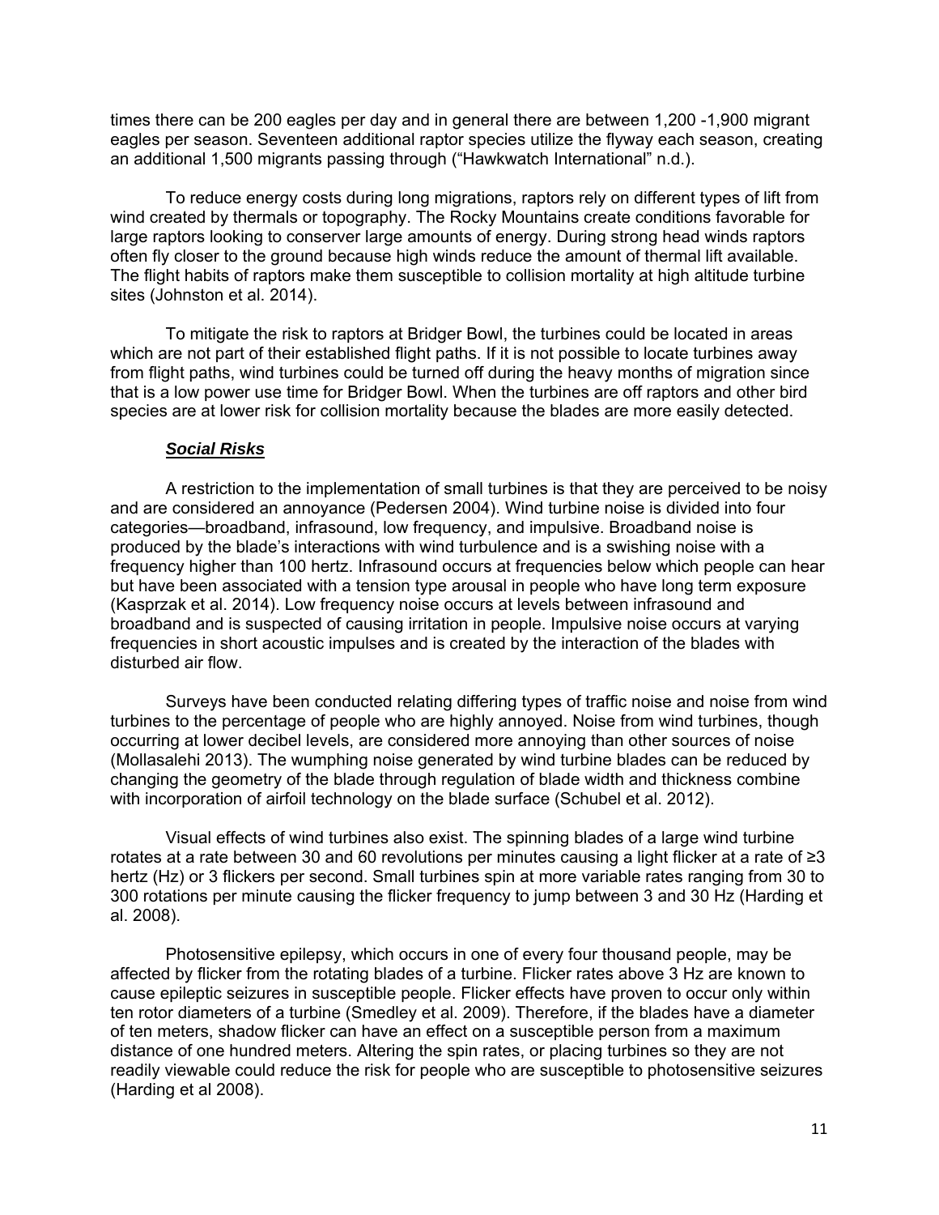times there can be 200 eagles per day and in general there are between 1,200 -1,900 migrant eagles per season. Seventeen additional raptor species utilize the flyway each season, creating an additional 1,500 migrants passing through (“Hawkwatch International” n.d.).

To reduce energy costs during long migrations, raptors rely on different types of lift from wind created by thermals or topography. The Rocky Mountains create conditions favorable for large raptors looking to conserver large amounts of energy. During strong head winds raptors often fly closer to the ground because high winds reduce the amount of thermal lift available. The flight habits of raptors make them susceptible to collision mortality at high altitude turbine sites (Johnston et al. 2014).

To mitigate the risk to raptors at Bridger Bowl, the turbines could be located in areas which are not part of their established flight paths. If it is not possible to locate turbines away from flight paths, wind turbines could be turned off during the heavy months of migration since that is a low power use time for Bridger Bowl. When the turbines are off raptors and other bird species are at lower risk for collision mortality because the blades are more easily detected.

### ***Social Risks***

A restriction to the implementation of small turbines is that they are perceived to be noisy and are considered an annoyance (Pedersen 2004). Wind turbine noise is divided into four categories—broadband, infrasound, low frequency, and impulsive. Broadband noise is produced by the blade’s interactions with wind turbulence and is a swishing noise with a frequency higher than 100 hertz. Infrasound occurs at frequencies below which people can hear but have been associated with a tension type arousal in people who have long term exposure (Kasprzak et al. 2014). Low frequency noise occurs at levels between infrasound and broadband and is suspected of causing irritation in people. Impulsive noise occurs at varying frequencies in short acoustic impulses and is created by the interaction of the blades with disturbed air flow.

Surveys have been conducted relating differing types of traffic noise and noise from wind turbines to the percentage of people who are highly annoyed. Noise from wind turbines, though occurring at lower decibel levels, are considered more annoying than other sources of noise (Mollasalehi 2013). The wumphing noise generated by wind turbine blades can be reduced by changing the geometry of the blade through regulation of blade width and thickness combine with incorporation of airfoil technology on the blade surface (Schubel et al. 2012).

Visual effects of wind turbines also exist. The spinning blades of a large wind turbine rotates at a rate between 30 and 60 revolutions per minutes causing a light flicker at a rate of ≥3 hertz (Hz) or 3 flickers per second. Small turbines spin at more variable rates ranging from 30 to 300 rotations per minute causing the flicker frequency to jump between 3 and 30 Hz (Harding et al. 2008).

Photosensitive epilepsy, which occurs in one of every four thousand people, may be affected by flicker from the rotating blades of a turbine. Flicker rates above 3 Hz are known to cause epileptic seizures in susceptible people. Flicker effects have proven to occur only within ten rotor diameters of a turbine (Smedley et al. 2009). Therefore, if the blades have a diameter of ten meters, shadow flicker can have an effect on a susceptible person from a maximum distance of one hundred meters. Altering the spin rates, or placing turbines so they are not readily viewable could reduce the risk for people who are susceptible to photosensitive seizures (Harding et al 2008).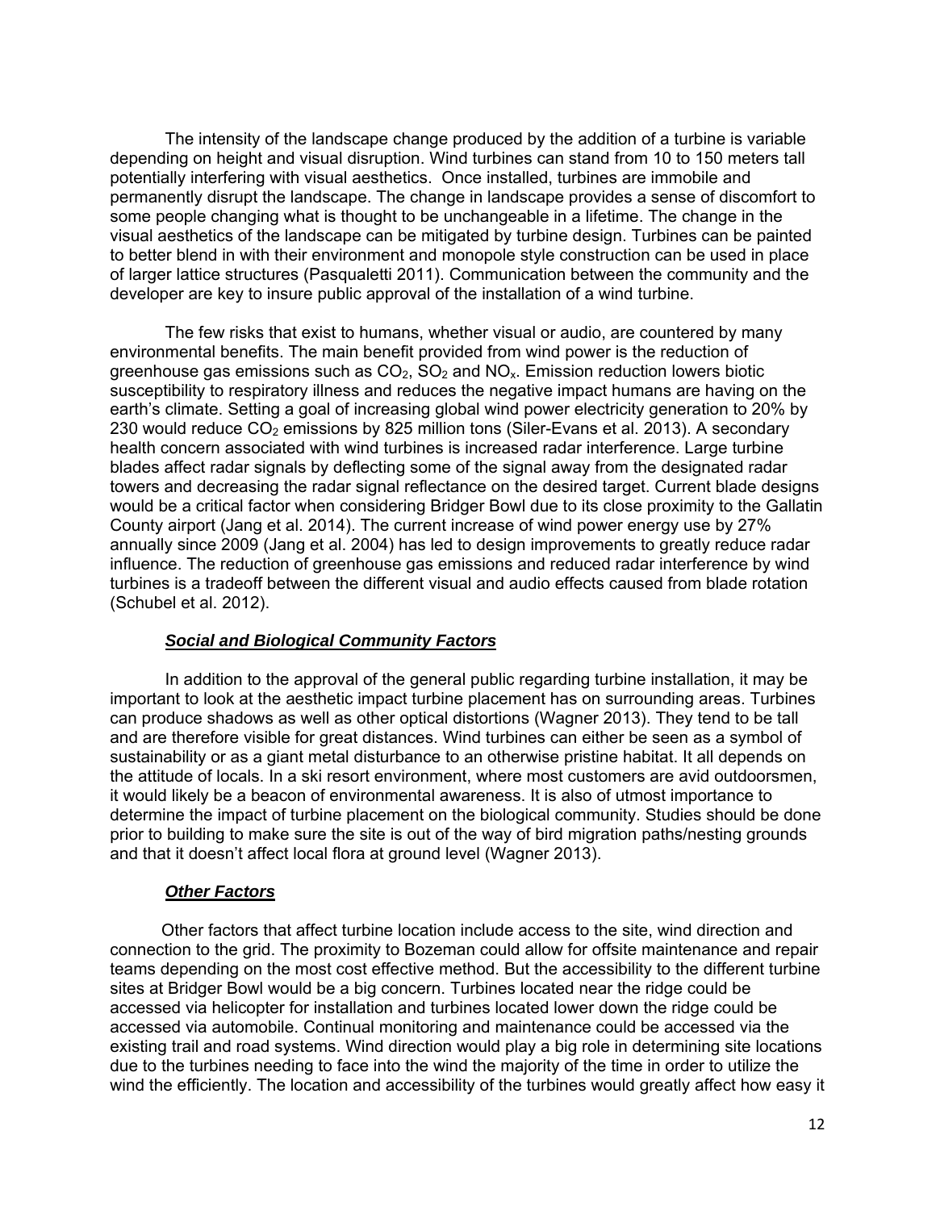The intensity of the landscape change produced by the addition of a turbine is variable depending on height and visual disruption. Wind turbines can stand from 10 to 150 meters tall potentially interfering with visual aesthetics. Once installed, turbines are immobile and permanently disrupt the landscape. The change in landscape provides a sense of discomfort to some people changing what is thought to be unchangeable in a lifetime. The change in the visual aesthetics of the landscape can be mitigated by turbine design. Turbines can be painted to better blend in with their environment and monopole style construction can be used in place of larger lattice structures (Pasqualetti 2011). Communication between the community and the developer are key to insure public approval of the installation of a wind turbine.

The few risks that exist to humans, whether visual or audio, are countered by many environmental benefits. The main benefit provided from wind power is the reduction of greenhouse gas emissions such as $CO_2$, $SO_2$ and $NO_x$. Emission reduction lowers biotic susceptibility to respiratory illness and reduces the negative impact humans are having on the earth's climate. Setting a goal of increasing global wind power electricity generation to 20% by 230 would reduce $CO_2$ emissions by 825 million tons (Siler-Evans et al. 2013). A secondary health concern associated with wind turbines is increased radar interference. Large turbine blades affect radar signals by deflecting some of the signal away from the designated radar towers and decreasing the radar signal reflectance on the desired target. Current blade designs would be a critical factor when considering Bridger Bowl due to its close proximity to the Gallatin County airport (Jang et al. 2014). The current increase of wind power energy use by 27% annually since 2009 (Jang et al. 2004) has led to design improvements to greatly reduce radar influence. The reduction of greenhouse gas emissions and reduced radar interference by wind turbines is a tradeoff between the different visual and audio effects caused from blade rotation (Schubel et al. 2012).

### ***Social and Biological Community Factors***

In addition to the approval of the general public regarding turbine installation, it may be important to look at the aesthetic impact turbine placement has on surrounding areas. Turbines can produce shadows as well as other optical distortions (Wagner 2013). They tend to be tall and are therefore visible for great distances. Wind turbines can either be seen as a symbol of sustainability or as a giant metal disturbance to an otherwise pristine habitat. It all depends on the attitude of locals. In a ski resort environment, where most customers are avid outdoorsmen, it would likely be a beacon of environmental awareness. It is also of utmost importance to determine the impact of turbine placement on the biological community. Studies should be done prior to building to make sure the site is out of the way of bird migration paths/nesting grounds and that it doesn't affect local flora at ground level (Wagner 2013).

### ***Other Factors***

Other factors that affect turbine location include access to the site, wind direction and connection to the grid. The proximity to Bozeman could allow for offsite maintenance and repair teams depending on the most cost effective method. But the accessibility to the different turbine sites at Bridger Bowl would be a big concern. Turbines located near the ridge could be accessed via helicopter for installation and turbines located lower down the ridge could be accessed via automobile. Continual monitoring and maintenance could be accessed via the existing trail and road systems. Wind direction would play a big role in determining site locations due to the turbines needing to face into the wind the majority of the time in order to utilize the wind the efficiently. The location and accessibility of the turbines would greatly affect how easy it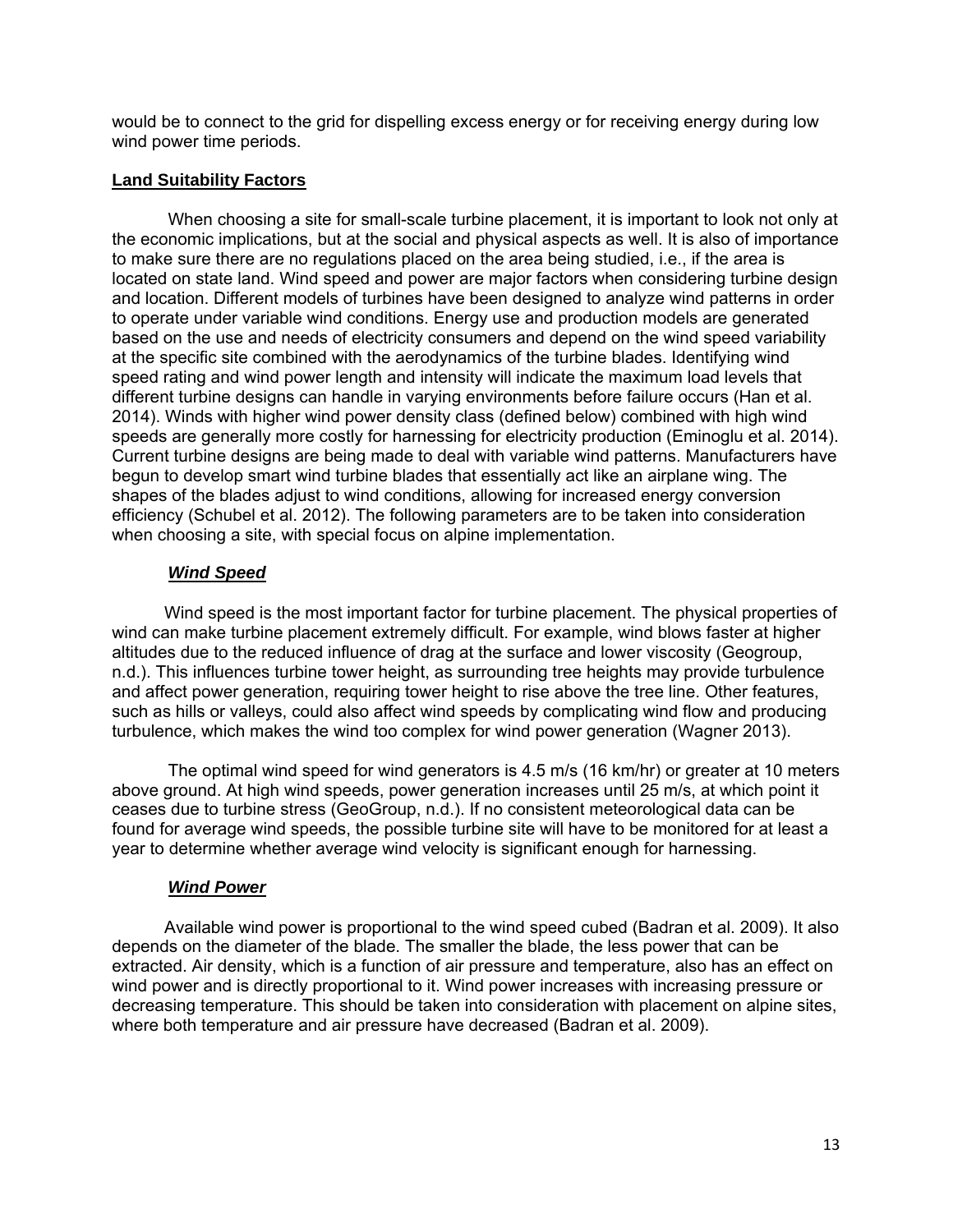would be to connect to the grid for dispelling excess energy or for receiving energy during low wind power time periods.

## Land Suitability Factors

When choosing a site for small-scale turbine placement, it is important to look not only at the economic implications, but at the social and physical aspects as well. It is also of importance to make sure there are no regulations placed on the area being studied, i.e., if the area is located on state land. Wind speed and power are major factors when considering turbine design and location. Different models of turbines have been designed to analyze wind patterns in order to operate under variable wind conditions. Energy use and production models are generated based on the use and needs of electricity consumers and depend on the wind speed variability at the specific site combined with the aerodynamics of the turbine blades. Identifying wind speed rating and wind power length and intensity will indicate the maximum load levels that different turbine designs can handle in varying environments before failure occurs (Han et al. 2014). Winds with higher wind power density class (defined below) combined with high wind speeds are generally more costly for harnessing for electricity production (Eminoglu et al. 2014). Current turbine designs are being made to deal with variable wind patterns. Manufacturers have begun to develop smart wind turbine blades that essentially act like an airplane wing. The shapes of the blades adjust to wind conditions, allowing for increased energy conversion efficiency (Schubel et al. 2012). The following parameters are to be taken into consideration when choosing a site, with special focus on alpine implementation.

### *Wind Speed*

Wind speed is the most important factor for turbine placement. The physical properties of wind can make turbine placement extremely difficult. For example, wind blows faster at higher altitudes due to the reduced influence of drag at the surface and lower viscosity (Geogroup, n.d.). This influences turbine tower height, as surrounding tree heights may provide turbulence and affect power generation, requiring tower height to rise above the tree line. Other features, such as hills or valleys, could also affect wind speeds by complicating wind flow and producing turbulence, which makes the wind too complex for wind power generation (Wagner 2013).

The optimal wind speed for wind generators is 4.5 m/s (16 km/hr) or greater at 10 meters above ground. At high wind speeds, power generation increases until 25 m/s, at which point it ceases due to turbine stress (GeoGroup, n.d.). If no consistent meteorological data can be found for average wind speeds, the possible turbine site will have to be monitored for at least a year to determine whether average wind velocity is significant enough for harnessing.

### *Wind Power*

Available wind power is proportional to the wind speed cubed (Badran et al. 2009). It also depends on the diameter of the blade. The smaller the blade, the less power that can be extracted. Air density, which is a function of air pressure and temperature, also has an effect on wind power and is directly proportional to it. Wind power increases with increasing pressure or decreasing temperature. This should be taken into consideration with placement on alpine sites, where both temperature and air pressure have decreased (Badran et al. 2009).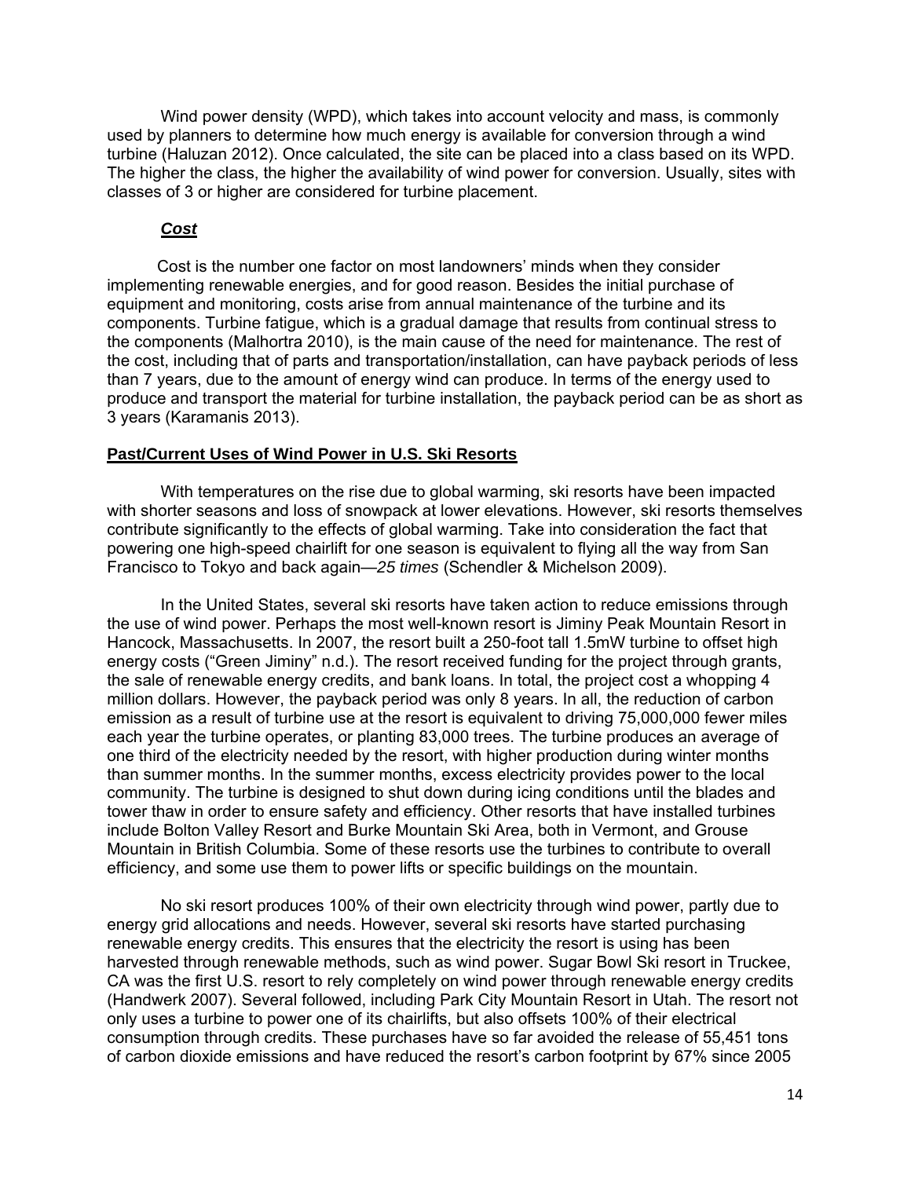Wind power density (WPD), which takes into account velocity and mass, is commonly used by planners to determine how much energy is available for conversion through a wind turbine (Haluzan 2012). Once calculated, the site can be placed into a class based on its WPD. The higher the class, the higher the availability of wind power for conversion. Usually, sites with classes of 3 or higher are considered for turbine placement.

### ***Cost***

Cost is the number one factor on most landowners' minds when they consider implementing renewable energies, and for good reason. Besides the initial purchase of equipment and monitoring, costs arise from annual maintenance of the turbine and its components. Turbine fatigue, which is a gradual damage that results from continual stress to the components (Malhortra 2010), is the main cause of the need for maintenance. The rest of the cost, including that of parts and transportation/installation, can have payback periods of less than 7 years, due to the amount of energy wind can produce. In terms of the energy used to produce and transport the material for turbine installation, the payback period can be as short as 3 years (Karamanis 2013).

## **Past/Current Uses of Wind Power in U.S. Ski Resorts**

With temperatures on the rise due to global warming, ski resorts have been impacted with shorter seasons and loss of snowpack at lower elevations. However, ski resorts themselves contribute significantly to the effects of global warming. Take into consideration the fact that powering one high-speed chairlift for one season is equivalent to flying all the way from San Francisco to Tokyo and back again—*25 times* (Schendler & Michelson 2009).

In the United States, several ski resorts have taken action to reduce emissions through the use of wind power. Perhaps the most well-known resort is Jiminy Peak Mountain Resort in Hancock, Massachusetts. In 2007, the resort built a 250-foot tall 1.5mW turbine to offset high energy costs ("Green Jiminy" n.d.). The resort received funding for the project through grants, the sale of renewable energy credits, and bank loans. In total, the project cost a whopping 4 million dollars. However, the payback period was only 8 years. In all, the reduction of carbon emission as a result of turbine use at the resort is equivalent to driving 75,000,000 fewer miles each year the turbine operates, or planting 83,000 trees. The turbine produces an average of one third of the electricity needed by the resort, with higher production during winter months than summer months. In the summer months, excess electricity provides power to the local community. The turbine is designed to shut down during icing conditions until the blades and tower thaw in order to ensure safety and efficiency. Other resorts that have installed turbines include Bolton Valley Resort and Burke Mountain Ski Area, both in Vermont, and Grouse Mountain in British Columbia. Some of these resorts use the turbines to contribute to overall efficiency, and some use them to power lifts or specific buildings on the mountain.

No ski resort produces 100% of their own electricity through wind power, partly due to energy grid allocations and needs. However, several ski resorts have started purchasing renewable energy credits. This ensures that the electricity the resort is using has been harvested through renewable methods, such as wind power. Sugar Bowl Ski resort in Truckee, CA was the first U.S. resort to rely completely on wind power through renewable energy credits (Handwerk 2007). Several followed, including Park City Mountain Resort in Utah. The resort not only uses a turbine to power one of its chairlifts, but also offsets 100% of their electrical consumption through credits. These purchases have so far avoided the release of 55,451 tons of carbon dioxide emissions and have reduced the resort's carbon footprint by 67% since 2005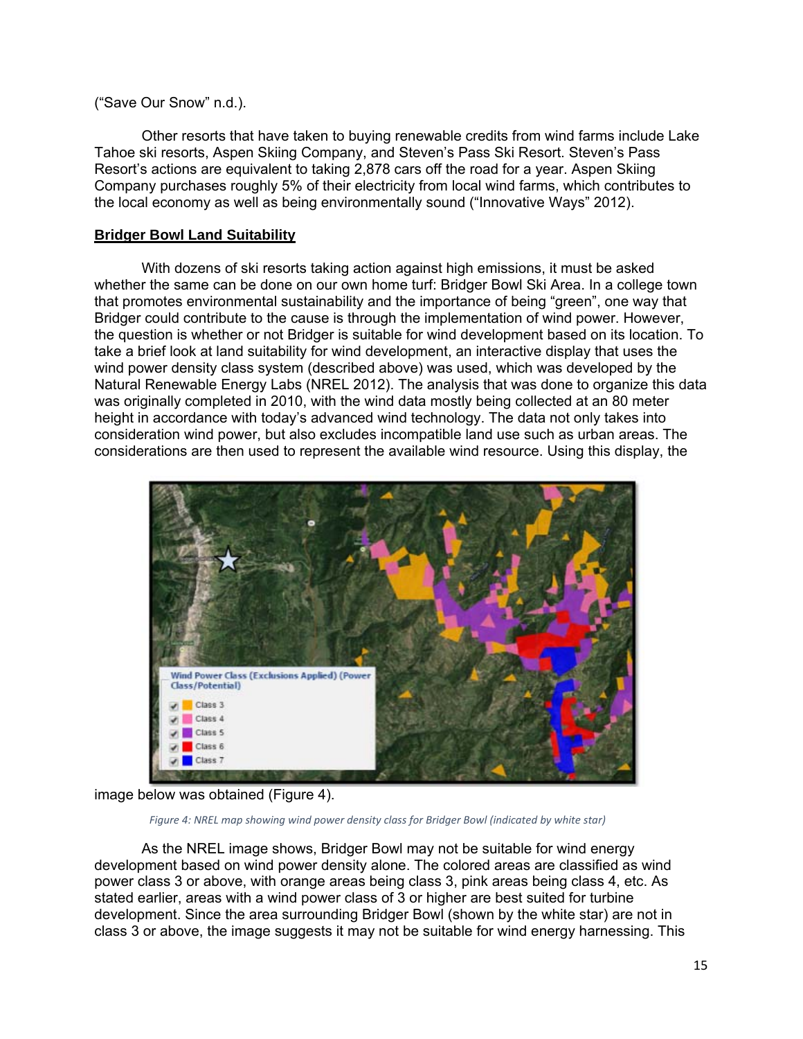("Save Our Snow" n.d.).

Other resorts that have taken to buying renewable credits from wind farms include Lake Tahoe ski resorts, Aspen Skiing Company, and Steven's Pass Ski Resort. Steven's Pass Resort's actions are equivalent to taking 2,878 cars off the road for a year. Aspen Skiing Company purchases roughly 5% of their electricity from local wind farms, which contributes to the local economy as well as being environmentally sound ("Innovative Ways" 2012).

**Bridger Bowl Land Suitability**

With dozens of ski resorts taking action against high emissions, it must be asked whether the same can be done on our own home turf: Bridger Bowl Ski Area. In a college town that promotes environmental sustainability and the importance of being "green", one way that Bridger could contribute to the cause is through the implementation of wind power. However, the question is whether or not Bridger is suitable for wind development based on its location. To take a brief look at land suitability for wind development, an interactive display that uses the wind power density class system (described above) was used, which was developed by the Natural Renewable Energy Labs (NREL 2012). The analysis that was done to organize this data was originally completed in 2010, with the wind data mostly being collected at an 80 meter height in accordance with today's advanced wind technology. The data not only takes into consideration wind power, but also excludes incompatible land use such as urban areas. The considerations are then used to represent the available wind resource. Using this display, the image below was obtained (Figure 4).

Wind Power Class (Exclusions Applied) (Power Class/Potential)
Class 3
Class 4
Class 5
Class 6
Class 7

*Figure 4: NREL map showing wind power density class for Bridger Bowl (indicated by white star)*

As the NREL image shows, Bridger Bowl may not be suitable for wind energy development based on wind power density alone. The colored areas are classified as wind power class 3 or above, with orange areas being class 3, pink areas being class 4, etc. As stated earlier, areas with a wind power class of 3 or higher are best suited for turbine development. Since the area surrounding Bridger Bowl (shown by the white star) are not in class 3 or above, the image suggests it may not be suitable for wind energy harnessing. This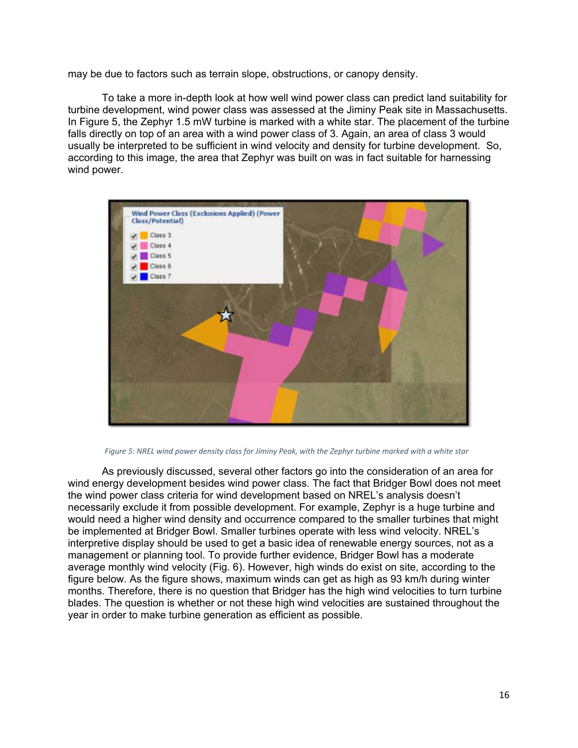may be due to factors such as terrain slope, obstructions, or canopy density.

To take a more in-depth look at how well wind power class can predict land suitability for turbine development, wind power class was assessed at the Jiminy Peak site in Massachusetts. In Figure 5, the Zephyr 1.5 mW turbine is marked with a white star. The placement of the turbine falls directly on top of an area with a wind power class of 3. Again, an area of class 3 would usually be interpreted to be sufficient in wind velocity and density for turbine development. So, according to this image, the area that Zephyr was built on was in fact suitable for harnessing wind power.

Wind Power Class (Exclusions Applied) (Power Class/Potential)

Class 3

Class 4

Class 5

Class 6

Class 7

*Figure 5: NREL wind power density class for Jiminy Peak, with the Zephyr turbine marked with a white star*

As previously discussed, several other factors go into the consideration of an area for wind energy development besides wind power class. The fact that Bridger Bowl does not meet the wind power class criteria for wind development based on NREL's analysis doesn't necessarily exclude it from possible development. For example, Zephyr is a huge turbine and would need a higher wind density and occurrence compared to the smaller turbines that might be implemented at Bridger Bowl. Smaller turbines operate with less wind velocity. NREL's interpretive display should be used to get a basic idea of renewable energy sources, not as a management or planning tool. To provide further evidence, Bridger Bowl has a moderate average monthly wind velocity (Fig. 6). However, high winds do exist on site, according to the figure below. As the figure shows, maximum winds can get as high as 93 km/h during winter months. Therefore, there is no question that Bridger has the high wind velocities to turn turbine blades. The question is whether or not these high wind velocities are sustained throughout the year in order to make turbine generation as efficient as possible.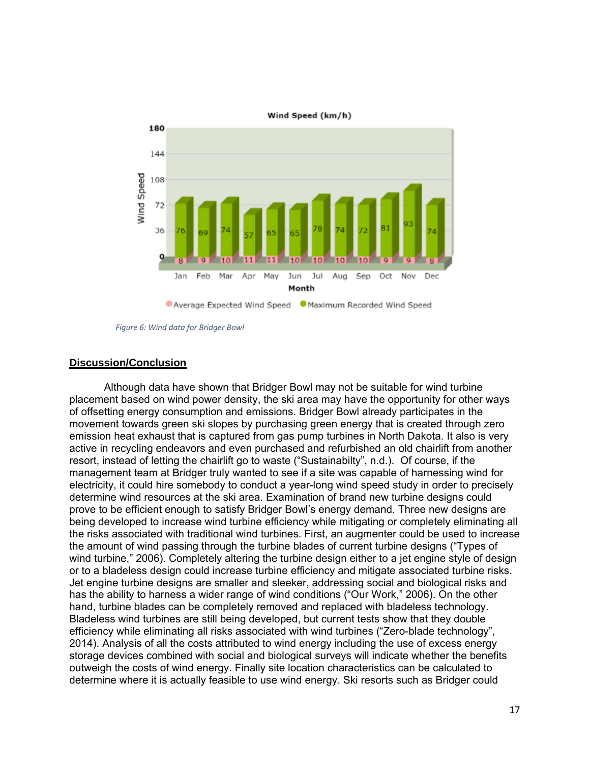Wind Speed (km/h)

180
144
108
72
36
0

Wind Speed

76 69 74 57 65 65 78 74 72 81 93 74

8 9 10 11 11 10 10 10 10 9 9 8

Jan Feb Mar Apr May Jun Jul Aug Sep Oct Nov Dec

Month

Average Expected Wind Speed    Maximum Recorded Wind Speed

*Figure 6: Wind data for Bridger Bowl*

## **Discussion/Conclusion**

Although data have shown that Bridger Bowl may not be suitable for wind turbine placement based on wind power density, the ski area may have the opportunity for other ways of offsetting energy consumption and emissions. Bridger Bowl already participates in the movement towards green ski slopes by purchasing green energy that is created through zero emission heat exhaust that is captured from gas pump turbines in North Dakota. It also is very active in recycling endeavors and even purchased and refurbished an old chairlift from another resort, instead of letting the chairlift go to waste ("Sustainabilty", n.d.). Of course, if the management team at Bridger truly wanted to see if a site was capable of harnessing wind for electricity, it could hire somebody to conduct a year-long wind speed study in order to precisely determine wind resources at the ski area. Examination of brand new turbine designs could prove to be efficient enough to satisfy Bridger Bowl's energy demand. Three new designs are being developed to increase wind turbine efficiency while mitigating or completely eliminating all the risks associated with traditional wind turbines. First, an augmenter could be used to increase the amount of wind passing through the turbine blades of current turbine designs ("Types of wind turbine," 2006). Completely altering the turbine design either to a jet engine style of design or to a bladeless design could increase turbine efficiency and mitigate associated turbine risks. Jet engine turbine designs are smaller and sleeker, addressing social and biological risks and has the ability to harness a wider range of wind conditions ("Our Work," 2006). On the other hand, turbine blades can be completely removed and replaced with bladeless technology. Bladeless wind turbines are still being developed, but current tests show that they double efficiency while eliminating all risks associated with wind turbines ("Zero-blade technology", 2014). Analysis of all the costs attributed to wind energy including the use of excess energy storage devices combined with social and biological surveys will indicate whether the benefits outweigh the costs of wind energy. Finally site location characteristics can be calculated to determine where it is actually feasible to use wind energy. Ski resorts such as Bridger could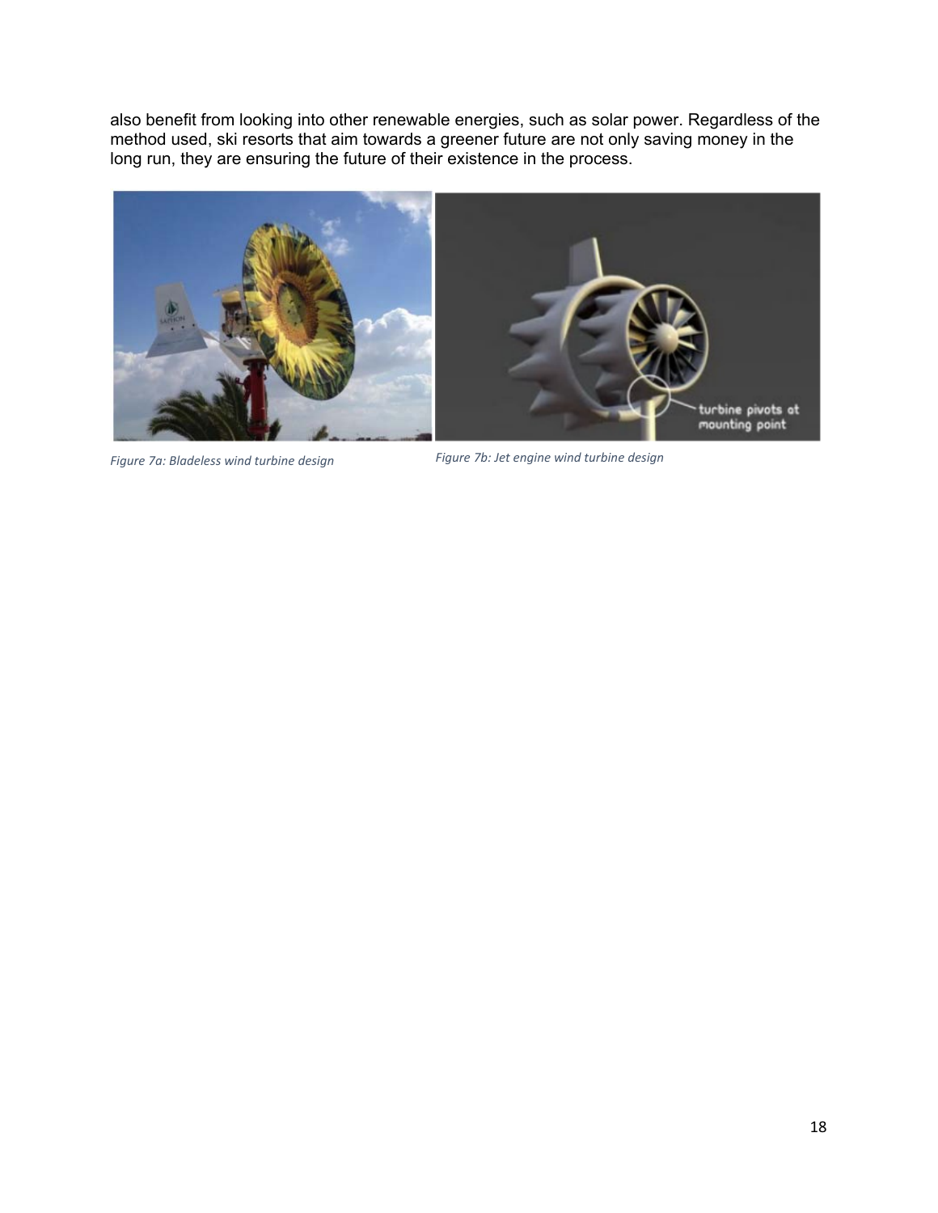also benefit from looking into other renewable energies, such as solar power. Regardless of the method used, ski resorts that aim towards a greener future are not only saving money in the long run, they are ensuring the future of their existence in the process.

*Figure 7a: Bladeless wind turbine design*

*Figure 7b: Jet engine wind turbine design*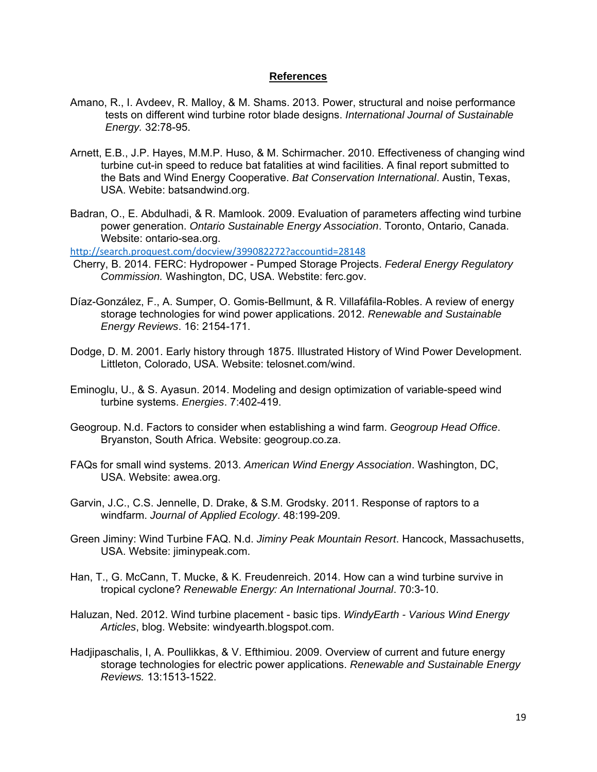## References

Amano, R., I. Avdeev, R. Malloy, & M. Shams. 2013. Power, structural and noise performance tests on different wind turbine rotor blade designs. *International Journal of Sustainable Energy.* 32:78-95.

Arnett, E.B., J.P. Hayes, M.M.P. Huso, & M. Schirmacher. 2010. Effectiveness of changing wind turbine cut-in speed to reduce bat fatalities at wind facilities. A final report submitted to the Bats and Wind Energy Cooperative. *Bat Conservation International*. Austin, Texas, USA. Webite: batsandwind.org.

Badran, O., E. Abdulhadi, & R. Mamlook. 2009. Evaluation of parameters affecting wind turbine power generation. *Ontario Sustainable Energy Association*. Toronto, Ontario, Canada. Website: ontario-sea.org.

http://search.proquest.com/docview/399082272?accountid=28148

Cherry, B. 2014. FERC: Hydropower - Pumped Storage Projects. *Federal Energy Regulatory Commission.* Washington, DC, USA. Webstite: ferc.gov.

Díaz-González, F., A. Sumper, O. Gomis-Bellmunt, & R. Villafáfila-Robles. A review of energy storage technologies for wind power applications. 2012. *Renewable and Sustainable Energy Reviews*. 16: 2154-171.

Dodge, D. M. 2001. Early history through 1875. Illustrated History of Wind Power Development. Littleton, Colorado, USA. Website: telosnet.com/wind.

Eminoglu, U., & S. Ayasun. 2014. Modeling and design optimization of variable-speed wind turbine systems. *Energies*. 7:402-419.

Geogroup. N.d. Factors to consider when establishing a wind farm. *Geogroup Head Office*. Bryanston, South Africa. Website: geogroup.co.za.

FAQs for small wind systems. 2013. *American Wind Energy Association*. Washington, DC, USA. Website: awea.org.

Garvin, J.C., C.S. Jennelle, D. Drake, & S.M. Grodsky. 2011. Response of raptors to a windfarm. *Journal of Applied Ecology*. 48:199-209.

Green Jiminy: Wind Turbine FAQ. N.d. *Jiminy Peak Mountain Resort*. Hancock, Massachusetts, USA. Website: jiminypeak.com.

Han, T., G. McCann, T. Mucke, & K. Freudenreich. 2014. How can a wind turbine survive in tropical cyclone? *Renewable Energy: An International Journal*. 70:3-10.

Haluzan, Ned. 2012. Wind turbine placement - basic tips. *WindyEarth - Various Wind Energy Articles*, blog. Website: windyearth.blogspot.com.

Hadjipaschalis, I, A. Poullikkas, & V. Efthimiou. 2009. Overview of current and future energy storage technologies for electric power applications. *Renewable and Sustainable Energy Reviews.* 13:1513-1522.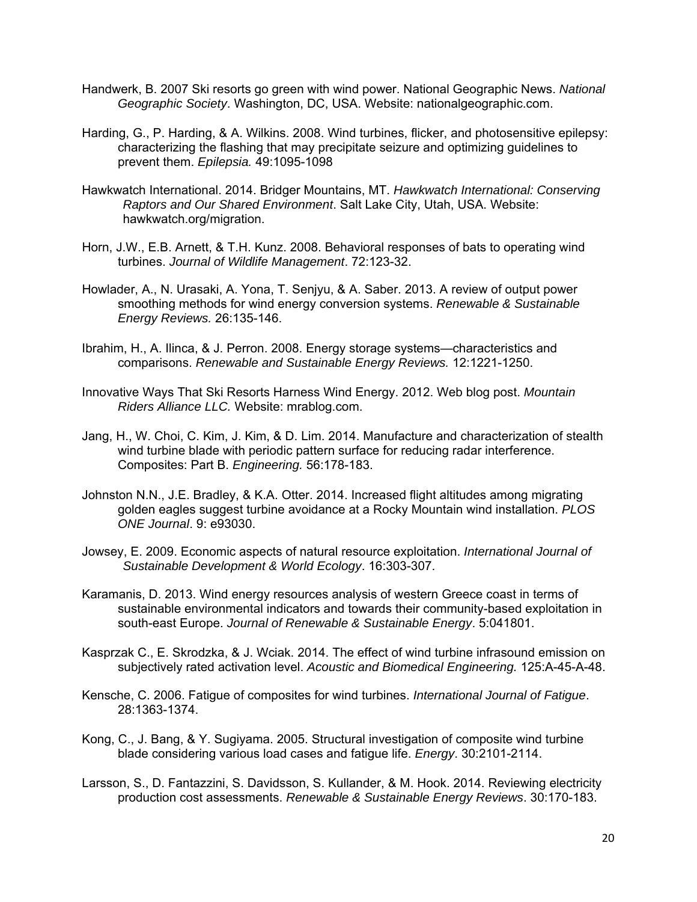Handwerk, B. 2007 Ski resorts go green with wind power. National Geographic News. *National Geographic Society*. Washington, DC, USA. Website: nationalgeographic.com.

Harding, G., P. Harding, & A. Wilkins. 2008. Wind turbines, flicker, and photosensitive epilepsy: characterizing the flashing that may precipitate seizure and optimizing guidelines to prevent them. *Epilepsia.* 49:1095-1098

Hawkwatch International. 2014. Bridger Mountains, MT. *Hawkwatch International: Conserving Raptors and Our Shared Environment*. Salt Lake City, Utah, USA. Website: hawkwatch.org/migration.

Horn, J.W., E.B. Arnett, & T.H. Kunz. 2008. Behavioral responses of bats to operating wind turbines. *Journal of Wildlife Management*. 72:123-32.

Howlader, A., N. Urasaki, A. Yona, T. Senjyu, & A. Saber. 2013. A review of output power smoothing methods for wind energy conversion systems. *Renewable & Sustainable Energy Reviews.* 26:135-146.

Ibrahim, H., A. Ilinca, & J. Perron. 2008. Energy storage systems—characteristics and comparisons. *Renewable and Sustainable Energy Reviews.* 12:1221-1250.

Innovative Ways That Ski Resorts Harness Wind Energy. 2012. Web blog post. *Mountain Riders Alliance LLC.* Website: mrablog.com.

Jang, H., W. Choi, C. Kim, J. Kim, & D. Lim. 2014. Manufacture and characterization of stealth wind turbine blade with periodic pattern surface for reducing radar interference. Composites: Part B. *Engineering.* 56:178-183.

Johnston N.N., J.E. Bradley, & K.A. Otter. 2014. Increased flight altitudes among migrating golden eagles suggest turbine avoidance at a Rocky Mountain wind installation. *PLOS ONE Journal*. 9: e93030.

Jowsey, E. 2009. Economic aspects of natural resource exploitation. *International Journal of Sustainable Development & World Ecology*. 16:303-307.

Karamanis, D. 2013. Wind energy resources analysis of western Greece coast in terms of sustainable environmental indicators and towards their community-based exploitation in south-east Europe. *Journal of Renewable & Sustainable Energy*. 5:041801.

Kasprzak C., E. Skrodzka, & J. Wciak. 2014. The effect of wind turbine infrasound emission on subjectively rated activation level. *Acoustic and Biomedical Engineering.* 125:A-45-A-48.

Kensche, C. 2006. Fatigue of composites for wind turbines. *International Journal of Fatigue*. 28:1363-1374.

Kong, C., J. Bang, & Y. Sugiyama. 2005. Structural investigation of composite wind turbine blade considering various load cases and fatigue life. *Energy*. 30:2101-2114.

Larsson, S., D. Fantazzini, S. Davidsson, S. Kullander, & M. Hook. 2014. Reviewing electricity production cost assessments. *Renewable & Sustainable Energy Reviews*. 30:170-183.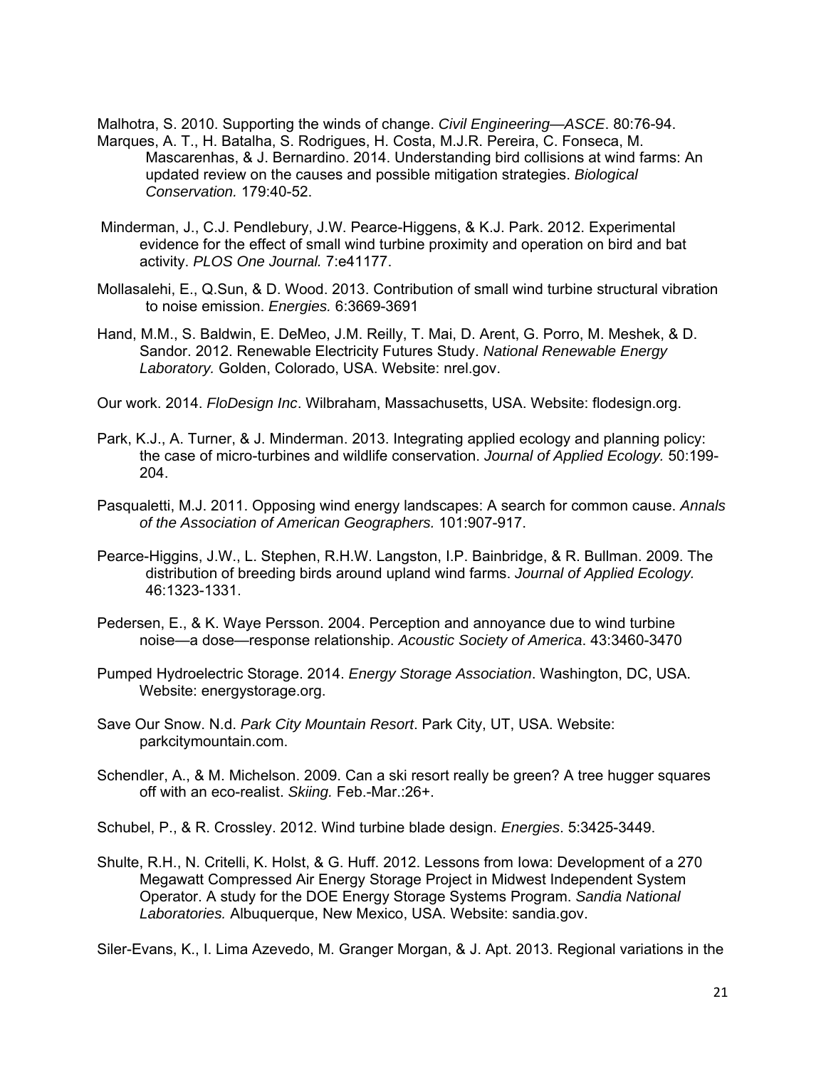Malhotra, S. 2010. Supporting the winds of change. *Civil Engineering—ASCE*. 80:76-94.

Marques, A. T., H. Batalha, S. Rodrigues, H. Costa, M.J.R. Pereira, C. Fonseca, M. Mascarenhas, & J. Bernardino. 2014. Understanding bird collisions at wind farms: An updated review on the causes and possible mitigation strategies. *Biological Conservation.* 179:40-52.

Minderman, J., C.J. Pendlebury, J.W. Pearce-Higgens, & K.J. Park. 2012. Experimental evidence for the effect of small wind turbine proximity and operation on bird and bat activity. *PLOS One Journal.* 7:e41177.

Mollasalehi, E., Q.Sun, & D. Wood. 2013. Contribution of small wind turbine structural vibration to noise emission. *Energies.* 6:3669-3691

Hand, M.M., S. Baldwin, E. DeMeo, J.M. Reilly, T. Mai, D. Arent, G. Porro, M. Meshek, & D. Sandor. 2012. Renewable Electricity Futures Study. *National Renewable Energy Laboratory.* Golden, Colorado, USA. Website: nrel.gov.

Our work. 2014. *FloDesign Inc*. Wilbraham, Massachusetts, USA. Website: flodesign.org.

Park, K.J., A. Turner, & J. Minderman. 2013. Integrating applied ecology and planning policy: the case of micro-turbines and wildlife conservation. *Journal of Applied Ecology.* 50:199-204.

Pasqualetti, M.J. 2011. Opposing wind energy landscapes: A search for common cause. *Annals of the Association of American Geographers.* 101:907-917.

Pearce-Higgins, J.W., L. Stephen, R.H.W. Langston, I.P. Bainbridge, & R. Bullman. 2009. The distribution of breeding birds around upland wind farms. *Journal of Applied Ecology.* 46:1323-1331.

Pedersen, E., & K. Waye Persson. 2004. Perception and annoyance due to wind turbine noise—a dose—response relationship. *Acoustic Society of America*. 43:3460-3470

Pumped Hydroelectric Storage. 2014. *Energy Storage Association*. Washington, DC, USA. Website: energystorage.org.

Save Our Snow. N.d. *Park City Mountain Resort*. Park City, UT, USA. Website: parkcitymountain.com.

Schendler, A., & M. Michelson. 2009. Can a ski resort really be green? A tree hugger squares off with an eco-realist. *Skiing.* Feb.-Mar.:26+.

Schubel, P., & R. Crossley. 2012. Wind turbine blade design. *Energies*. 5:3425-3449.

Shulte, R.H., N. Critelli, K. Holst, & G. Huff. 2012. Lessons from Iowa: Development of a 270 Megawatt Compressed Air Energy Storage Project in Midwest Independent System Operator. A study for the DOE Energy Storage Systems Program. *Sandia National Laboratories.* Albuquerque, New Mexico, USA. Website: sandia.gov.

Siler-Evans, K., I. Lima Azevedo, M. Granger Morgan, & J. Apt. 2013. Regional variations in the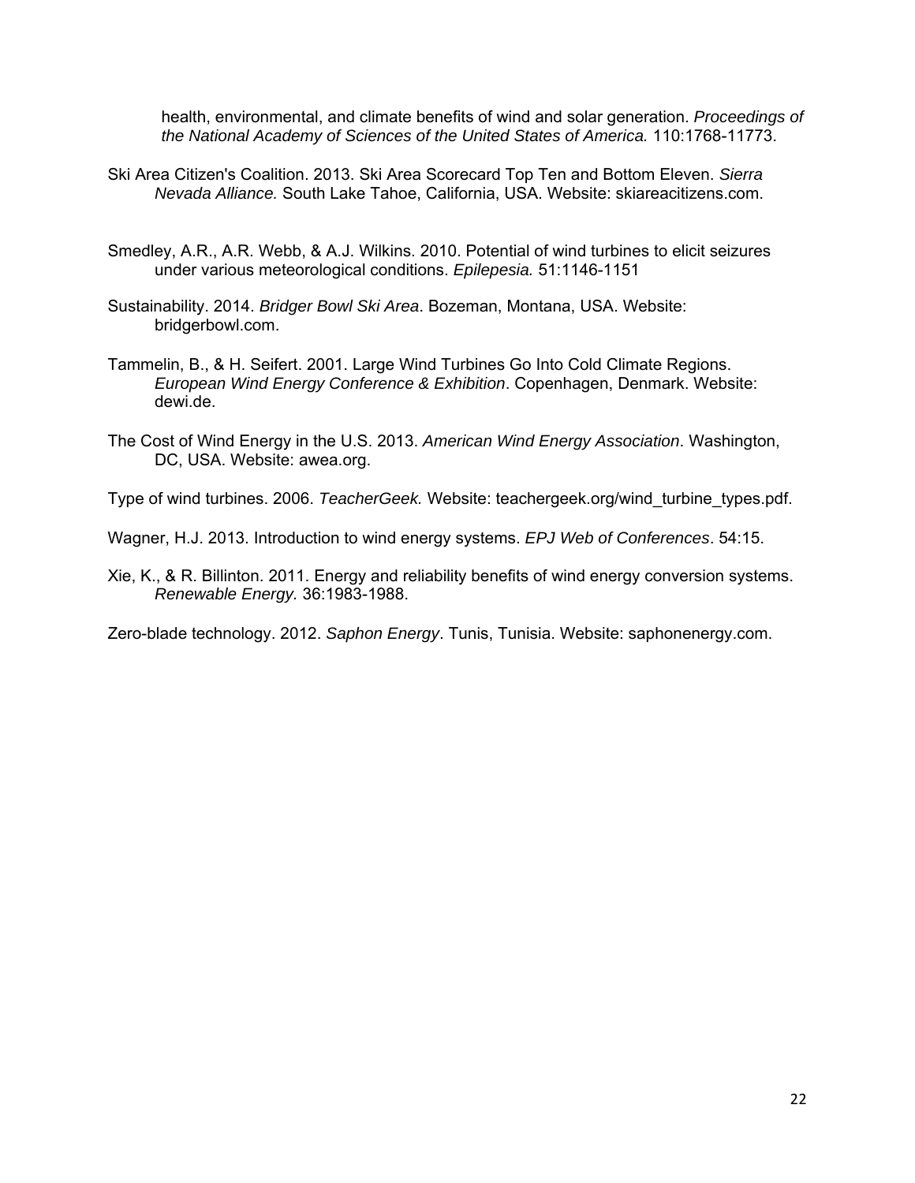health, environmental, and climate benefits of wind and solar generation. *Proceedings of the National Academy of Sciences of the United States of America.* 110:1768-11773.

Ski Area Citizen's Coalition. 2013. Ski Area Scorecard Top Ten and Bottom Eleven. *Sierra Nevada Alliance.* South Lake Tahoe, California, USA. Website: skiareacitizens.com.

Smedley, A.R., A.R. Webb, & A.J. Wilkins. 2010. Potential of wind turbines to elicit seizures under various meteorological conditions. *Epilepesia.* 51:1146-1151

Sustainability. 2014. *Bridger Bowl Ski Area*. Bozeman, Montana, USA. Website: bridgerbowl.com.

Tammelin, B., & H. Seifert. 2001. Large Wind Turbines Go Into Cold Climate Regions. *European Wind Energy Conference & Exhibition*. Copenhagen, Denmark. Website: dewi.de.

The Cost of Wind Energy in the U.S. 2013. *American Wind Energy Association*. Washington, DC, USA. Website: awea.org.

Type of wind turbines. 2006. *TeacherGeek.* Website: teachergeek.org/wind_turbine_types.pdf.

Wagner, H.J. 2013. Introduction to wind energy systems. *EPJ Web of Conferences*. 54:15.

Xie, K., & R. Billinton. 2011. Energy and reliability benefits of wind energy conversion systems. *Renewable Energy.* 36:1983-1988.

Zero-blade technology. 2012. *Saphon Energy*. Tunis, Tunisia. Website: saphonenergy.com.